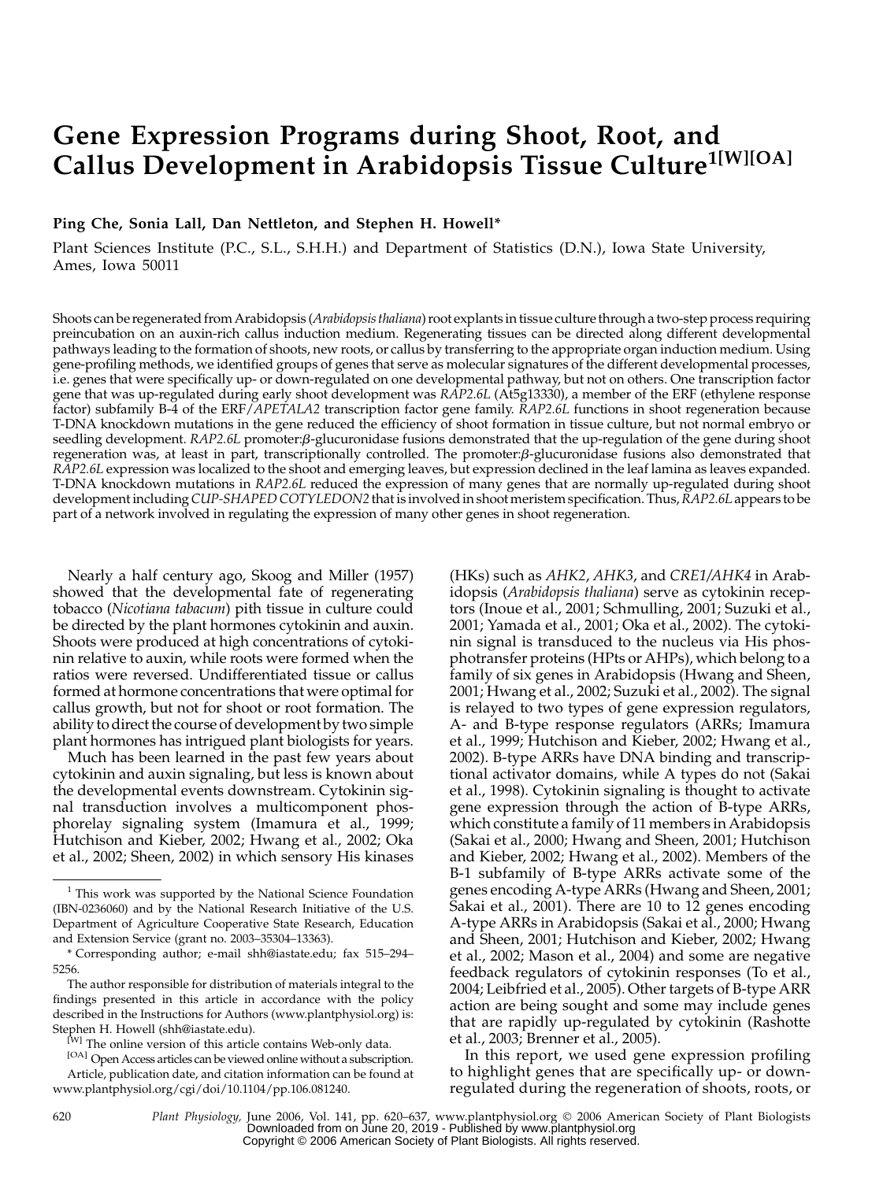# Gene Expression Programs during Shoot, Root, and Callus Development in Arabidopsis Tissue Culture[1[W][OA]]

**Ping Che, Sonia Lall, Dan Nettleton, and Stephen H. Howell***

Plant Sciences Institute (P.C., S.L., S.H.H.) and Department of Statistics (D.N.), Iowa State University, Ames, Iowa 50011

Shoots can be regenerated from Arabidopsis (*Arabidopsis thaliana*) root explants in tissue culture through a two-step process requiring preincubation on an auxin-rich callus induction medium. Regenerating tissues can be directed along different developmental pathways leading to the formation of shoots, new roots, or callus by transferring to the appropriate organ induction medium. Using gene-profiling methods, we identified groups of genes that serve as molecular signatures of the different developmental processes, i.e. genes that were specifically up- or down-regulated on one developmental pathway, but not on others. One transcription factor gene that was up-regulated during early shoot development was *RAP2.6L* (At5g13330), a member of the ERF (ethylene response factor) subfamily B-4 of the ERF/*APETALA2* transcription factor gene family. *RAP2.6L* functions in shoot regeneration because T-DNA knockdown mutations in the gene reduced the efficiency of shoot formation in tissue culture, but not normal embryo or seedling development. *RAP2.6L* promoter:β-glucuronidase fusions demonstrated that the up-regulation of the gene during shoot regeneration was, at least in part, transcriptionally controlled. The promoter:β-glucuronidase fusions also demonstrated that *RAP2.6L* expression was localized to the shoot and emerging leaves, but expression declined in the leaf lamina as leaves expanded. T-DNA knockdown mutations in *RAP2.6L* reduced the expression of many genes that are normally up-regulated during shoot development including *CUP-SHAPED COTYLEDON2* that is involved in shoot meristem specification. Thus, *RAP2.6L* appears to be part of a network involved in regulating the expression of many other genes in shoot regeneration.

Nearly a half century ago, Skoog and Miller (1957) showed that the developmental fate of regenerating tobacco (*Nicotiana tabacum*) pith tissue in culture could be directed by the plant hormones cytokinin and auxin. Shoots were produced at high concentrations of cytokinin relative to auxin, while roots were formed when the ratios were reversed. Undifferentiated tissue or callus formed at hormone concentrations that were optimal for callus growth, but not for shoot or root formation. The ability to direct the course of development by two simple plant hormones has intrigued plant biologists for years.

Much has been learned in the past few years about cytokinin and auxin signaling, but less is known about the developmental events downstream. Cytokinin signal transduction involves a multicomponent phosphorelay signaling system (Imamura et al., 1999; Hutchison and Kieber, 2002; Hwang et al., 2002; Oka et al., 2002; Sheen, 2002) in which sensory His kinases (HKs) such as *AHK2*, *AHK3*, and *CRE1/AHK4* in Arabidopsis (*Arabidopsis thaliana*) serve as cytokinin receptors (Inoue et al., 2001; Schmulling, 2001; Suzuki et al., 2001; Yamada et al., 2001; Oka et al., 2002). The cytokinin signal is transduced to the nucleus via His phosphotransfer proteins (HPts or AHPs), which belong to a family of six genes in Arabidopsis (Hwang and Sheen, 2001; Hwang et al., 2002; Suzuki et al., 2002). The signal is relayed to two types of gene expression regulators, A- and B-type response regulators (ARRs; Imamura et al., 1999; Hutchison and Kieber, 2002; Hwang et al., 2002). B-type ARRs have DNA binding and transcriptional activator domains, while A types do not (Sakai et al., 1998). Cytokinin signaling is thought to activate gene expression through the action of B-type ARRs, which constitute a family of 11 members in Arabidopsis (Sakai et al., 2000; Hwang and Sheen, 2001; Hutchison and Kieber, 2002; Hwang et al., 2002). Members of the B-1 subfamily of B-type ARRs activate some of the genes encoding A-type ARRs (Hwang and Sheen, 2001; Sakai et al., 2001). There are 10 to 12 genes encoding A-type ARRs in Arabidopsis (Sakai et al., 2000; Hwang and Sheen, 2001; Hutchison and Kieber, 2002; Hwang et al., 2002; Mason et al., 2004) and some are negative feedback regulators of cytokinin responses (To et al., 2004; Leibfried et al., 2005). Other targets of B-type ARR action are being sought and some may include genes that are rapidly up-regulated by cytokinin (Rashotte et al., 2003; Brenner et al., 2005).

In this report, we used gene expression profiling to highlight genes that are specifically up- or down-regulated during the regeneration of shoots, roots, or

---

[1] This work was supported by the National Science Foundation (IBN-0236060) and by the National Research Initiative of the U.S. Department of Agriculture Cooperative State Research, Education and Extension Service (grant no. 2003–35304–13363).

\* Corresponding author; e-mail shh@iastate.edu; fax 515–294–5256.

The author responsible for distribution of materials integral to the findings presented in this article in accordance with the policy described in the Instructions for Authors (www.plantphysiol.org) is: Stephen H. Howell (shh@iastate.edu).

[W] The online version of this article contains Web-only data.

[OA] Open Access articles can be viewed online without a subscription.

Article, publication date, and citation information can be found at www.plantphysiol.org/cgi/doi/10.1104/pp.106.081240.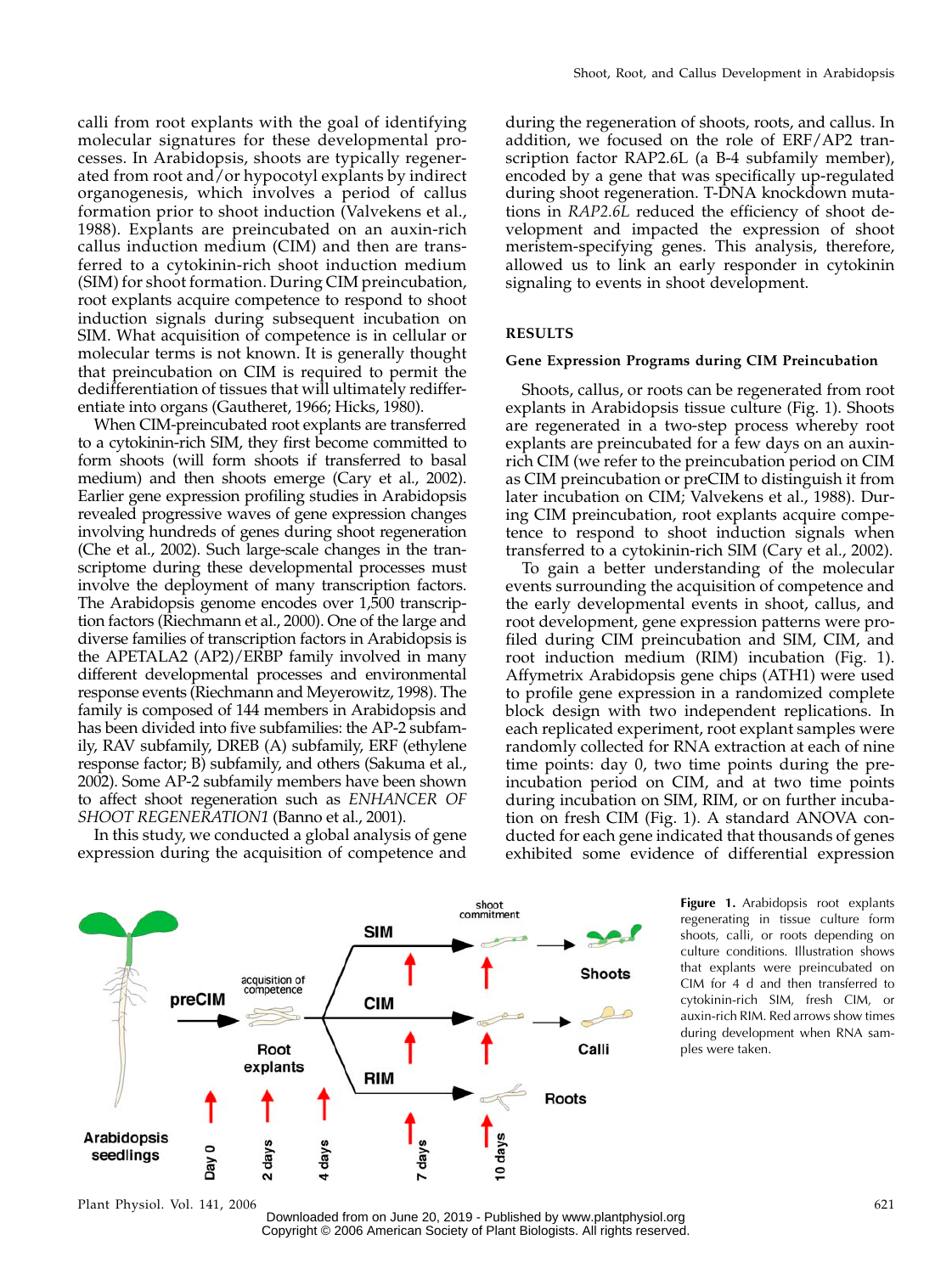calli from root explants with the goal of identifying molecular signatures for these developmental processes. In Arabidopsis, shoots are typically regenerated from root and/or hypocotyl explants by indirect organogenesis, which involves a period of callus formation prior to shoot induction (Valvekens et al., 1988). Explants are preincubated on an auxin-rich callus induction medium (CIM) and then are transferred to a cytokinin-rich shoot induction medium (SIM) for shoot formation. During CIM preincubation, root explants acquire competence to respond to shoot induction signals during subsequent incubation on SIM. What acquisition of competence is in cellular or molecular terms is not known. It is generally thought that preincubation on CIM is required to permit the dedifferentiation of tissues that will ultimately redifferentiate into organs (Gautheret, 1966; Hicks, 1980).

When CIM-preincubated root explants are transferred to a cytokinin-rich SIM, they first become committed to form shoots (will form shoots if transferred to basal medium) and then shoots emerge (Cary et al., 2002). Earlier gene expression profiling studies in Arabidopsis revealed progressive waves of gene expression changes involving hundreds of genes during shoot regeneration (Che et al., 2002). Such large-scale changes in the transcriptome during these developmental processes must involve the deployment of many transcription factors. The Arabidopsis genome encodes over 1,500 transcription factors (Riechmann et al., 2000). One of the large and diverse families of transcription factors in Arabidopsis is the APETALA2 (AP2)/ERBP family involved in many different developmental processes and environmental response events (Riechmann and Meyerowitz, 1998). The family is composed of 144 members in Arabidopsis and has been divided into five subfamilies: the AP-2 subfamily, RAV subfamily, DREB (A) subfamily, ERF (ethylene response factor; B) subfamily, and others (Sakuma et al., 2002). Some AP-2 subfamily members have been shown to affect shoot regeneration such as *ENHANCER OF SHOOT REGENERATION1* (Banno et al., 2001).

In this study, we conducted a global analysis of gene expression during the acquisition of competence and during the regeneration of shoots, roots, and callus. In addition, we focused on the role of ERF/AP2 transcription factor RAP2.6L (a B-4 subfamily member), encoded by a gene that was specifically up-regulated during shoot regeneration. T-DNA knockdown mutations in *RAP2.6L* reduced the efficiency of shoot development and impacted the expression of shoot meristem-specifying genes. This analysis, therefore, allowed us to link an early responder in cytokinin signaling to events in shoot development.

## RESULTS

### Gene Expression Programs during CIM Preincubation

Shoots, callus, or roots can be regenerated from root explants in Arabidopsis tissue culture (Fig. 1). Shoots are regenerated in a two-step process whereby root explants are preincubated for a few days on an auxin-rich CIM (we refer to the preincubation period on CIM as CIM preincubation or preCIM to distinguish it from later incubation on CIM; Valvekens et al., 1988). During CIM preincubation, root explants acquire competence to respond to shoot induction signals when transferred to a cytokinin-rich SIM (Cary et al., 2002).

To gain a better understanding of the molecular events surrounding the acquisition of competence and the early developmental events in shoot, callus, and root development, gene expression patterns were profiled during CIM preincubation and SIM, CIM, and root induction medium (RIM) incubation (Fig. 1). Affymetrix Arabidopsis gene chips (ATH1) were used to profile gene expression in a randomized complete block design with two independent replications. In each replicated experiment, root explant samples were randomly collected for RNA extraction at each of nine time points: day 0, two time points during the preincubation period on CIM, and at two time points during incubation on SIM, RIM, or on further incubation on fresh CIM (Fig. 1). A standard ANOVA conducted for each gene indicated that thousands of genes exhibited some evidence of differential expression

**Figure 1.** Arabidopsis root explants regenerating in tissue culture form shoots, calli, or roots depending on culture conditions. Illustration shows that explants were preincubated on CIM for 4 d and then transferred to cytokinin-rich SIM, fresh CIM, or auxin-rich RIM. Red arrows show times during development when RNA samples were taken.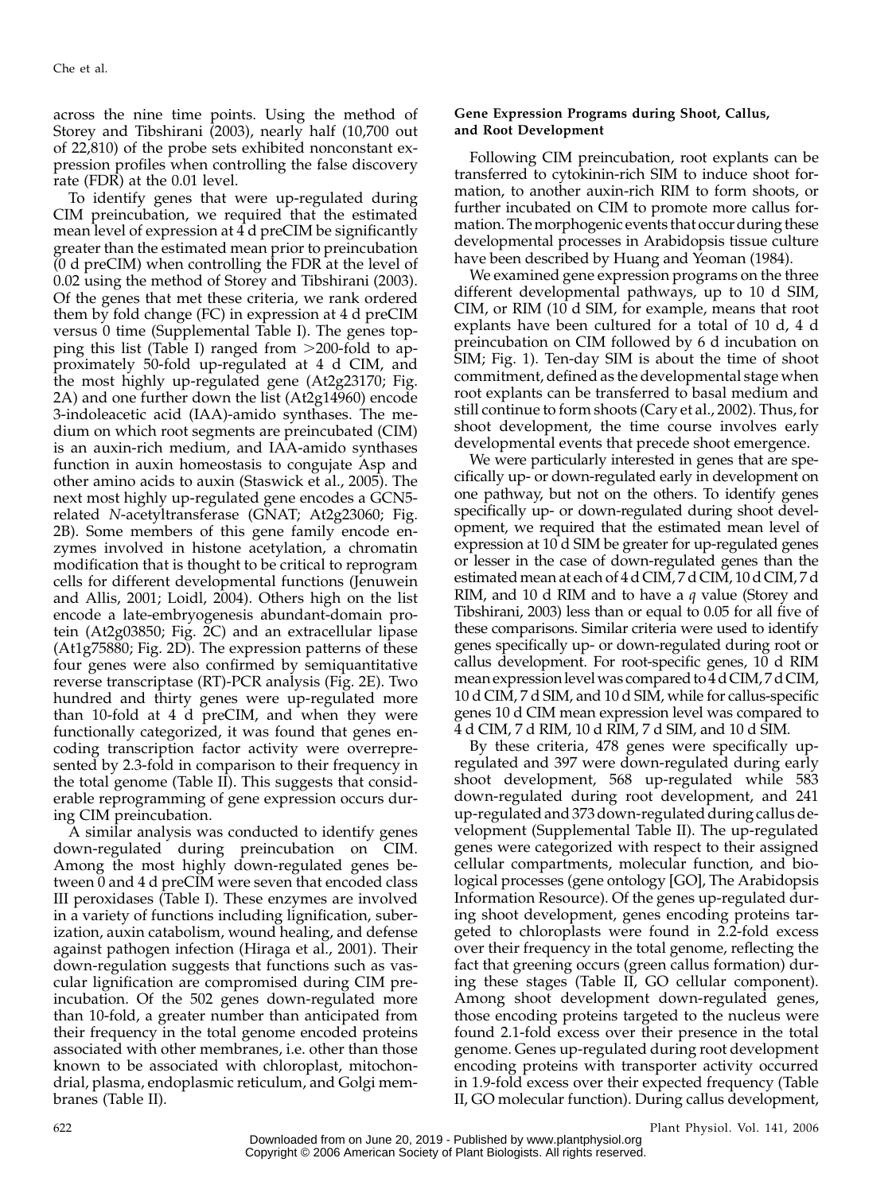across the nine time points. Using the method of Storey and Tibshirani (2003), nearly half (10,700 out of 22,810) of the probe sets exhibited nonconstant expression profiles when controlling the false discovery rate (FDR) at the 0.01 level.

To identify genes that were up-regulated during CIM preincubation, we required that the estimated mean level of expression at 4 d preCIM be significantly greater than the estimated mean prior to preincubation (0 d preCIM) when controlling the FDR at the level of 0.02 using the method of Storey and Tibshirani (2003). Of the genes that met these criteria, we rank ordered them by fold change (FC) in expression at 4 d preCIM versus 0 time (Supplemental Table I). The genes topping this list (Table I) ranged from >200-fold to approximately 50-fold up-regulated at 4 d CIM, and the most highly up-regulated gene (At2g23170; Fig. 2A) and one further down the list (At2g14960) encode 3-indoleacetic acid (IAA)-amido synthases. The medium on which root segments are preincubated (CIM) is an auxin-rich medium, and IAA-amido synthases function in auxin homeostasis to congujate Asp and other amino acids to auxin (Staswick et al., 2005). The next most highly up-regulated gene encodes a GCN5-related *N*-acetyltransferase (GNAT; At2g23060; Fig. 2B). Some members of this gene family encode enzymes involved in histone acetylation, a chromatin modification that is thought to be critical to reprogram cells for different developmental functions (Jenuwein and Allis, 2001; Loidl, 2004). Others high on the list encode a late-embryogenesis abundant-domain protein (At2g03850; Fig. 2C) and an extracellular lipase (At1g75880; Fig. 2D). The expression patterns of these four genes were also confirmed by semiquantitative reverse transcriptase (RT)-PCR analysis (Fig. 2E). Two hundred and thirty genes were up-regulated more than 10-fold at 4 d preCIM, and when they were functionally categorized, it was found that genes encoding transcription factor activity were overrepresented by 2.3-fold in comparison to their frequency in the total genome (Table II). This suggests that considerable reprogramming of gene expression occurs during CIM preincubation.

A similar analysis was conducted to identify genes down-regulated during preincubation on CIM. Among the most highly down-regulated genes between 0 and 4 d preCIM were seven that encoded class III peroxidases (Table I). These enzymes are involved in a variety of functions including lignification, suberization, auxin catabolism, wound healing, and defense against pathogen infection (Hiraga et al., 2001). Their down-regulation suggests that functions such as vascular lignification are compromised during CIM preincubation. Of the 502 genes down-regulated more than 10-fold, a greater number than anticipated from their frequency in the total genome encoded proteins associated with other membranes, i.e. other than those known to be associated with chloroplast, mitochondrial, plasma, endoplasmic reticulum, and Golgi membranes (Table II).

#### Gene Expression Programs during Shoot, Callus, and Root Development

Following CIM preincubation, root explants can be transferred to cytokinin-rich SIM to induce shoot formation, to another auxin-rich RIM to form shoots, or further incubated on CIM to promote more callus formation. The morphogenic events that occur during these developmental processes in Arabidopsis tissue culture have been described by Huang and Yeoman (1984).

We examined gene expression programs on the three different developmental pathways, up to 10 d SIM, CIM, or RIM (10 d SIM, for example, means that root explants have been cultured for a total of 10 d, 4 d preincubation on CIM followed by 6 d incubation on SIM; Fig. 1). Ten-day SIM is about the time of shoot commitment, defined as the developmental stage when root explants can be transferred to basal medium and still continue to form shoots (Cary et al., 2002). Thus, for shoot development, the time course involves early developmental events that precede shoot emergence.

We were particularly interested in genes that are specifically up- or down-regulated early in development on one pathway, but not on the others. To identify genes specifically up- or down-regulated during shoot development, we required that the estimated mean level of expression at 10 d SIM be greater for up-regulated genes or lesser in the case of down-regulated genes than the estimated mean at each of 4 d CIM, 7 d CIM, 10 d CIM, 7 d RIM, and 10 d RIM and to have a $q$ value (Storey and Tibshirani, 2003) less than or equal to 0.05 for all five of these comparisons. Similar criteria were used to identify genes specifically up- or down-regulated during root or callus development. For root-specific genes, 10 d RIM mean expression level was compared to 4 d CIM, 7 d CIM, 10 d CIM, 7 d SIM, and 10 d SIM, while for callus-specific genes 10 d CIM mean expression level was compared to 4 d CIM, 7 d RIM, 10 d RIM, 7 d SIM, and 10 d SIM.

By these criteria, 478 genes were specifically up-regulated and 397 were down-regulated during early shoot development, 568 up-regulated while 583 down-regulated during root development, and 241 up-regulated and 373 down-regulated during callus development (Supplemental Table II). The up-regulated genes were categorized with respect to their assigned cellular compartments, molecular function, and biological processes (gene ontology [GO], The Arabidopsis Information Resource). Of the genes up-regulated during shoot development, genes encoding proteins targeted to chloroplasts were found in 2.2-fold excess over their frequency in the total genome, reflecting the fact that greening occurs (green callus formation) during these stages (Table II, GO cellular component). Among shoot development down-regulated genes, those encoding proteins targeted to the nucleus were found 2.1-fold excess over their presence in the total genome. Genes up-regulated during root development encoding proteins with transporter activity occurred in 1.9-fold excess over their expected frequency (Table II, GO molecular function). During callus development,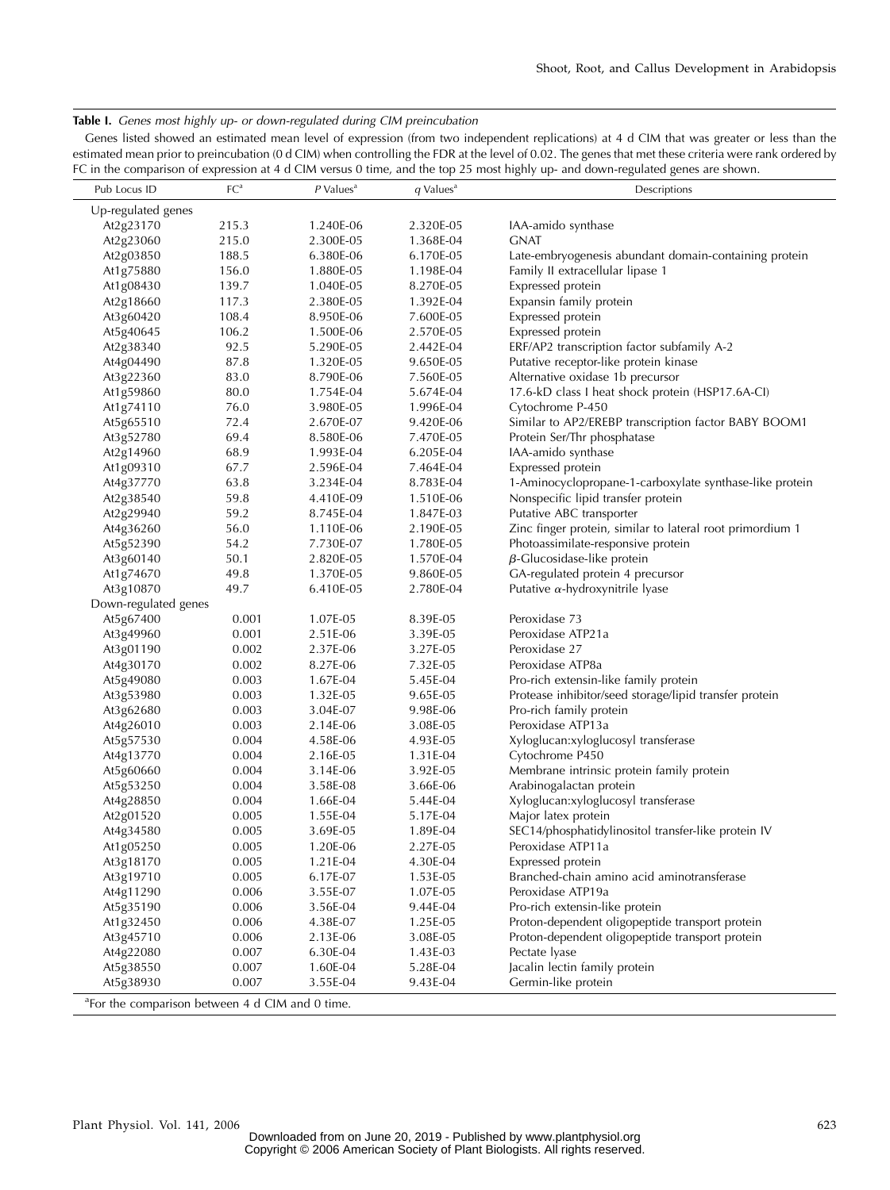**Table I.** *Genes most highly up- or down-regulated during CIM preincubation*

Genes listed showed an estimated mean level of expression (from two independent replications) at 4 d CIM that was greater or less than the estimated mean prior to preincubation (0 d CIM) when controlling the FDR at the level of 0.02. The genes that met these criteria were rank ordered by FC in the comparison of expression at 4 d CIM versus 0 time, and the top 25 most highly up- and down-regulated genes are shown.

| Pub Locus ID | FC[a] | *P* Values[a] | *q* Values[a] | Descriptions |
|---|---|---|---|---|
| Up-regulated genes | | | | |
| At2g23170 | 215.3 | 1.240E-06 | 2.320E-05 | IAA-amido synthase |
| At2g23060 | 215.0 | 2.300E-05 | 1.368E-04 | GNAT |
| At2g03850 | 188.5 | 6.380E-06 | 6.170E-05 | Late-embryogenesis abundant domain-containing protein |
| At1g75880 | 156.0 | 1.880E-05 | 1.198E-04 | Family II extracellular lipase 1 |
| At1g08430 | 139.7 | 1.040E-05 | 8.270E-05 | Expressed protein |
| At2g18660 | 117.3 | 2.380E-05 | 1.392E-04 | Expansin family protein |
| At3g60420 | 108.4 | 8.950E-06 | 7.600E-05 | Expressed protein |
| At5g40645 | 106.2 | 1.500E-06 | 2.570E-05 | Expressed protein |
| At2g38340 | 92.5 | 5.290E-05 | 2.442E-04 | ERF/AP2 transcription factor subfamily A-2 |
| At4g04490 | 87.8 | 1.320E-05 | 9.650E-05 | Putative receptor-like protein kinase |
| At3g22360 | 83.0 | 8.790E-06 | 7.560E-05 | Alternative oxidase 1b precursor |
| At1g59860 | 80.0 | 1.754E-04 | 5.674E-04 | 17.6-kD class I heat shock protein (HSP17.6A-CI) |
| At1g74110 | 76.0 | 3.980E-05 | 1.996E-04 | Cytochrome P-450 |
| At5g65510 | 72.4 | 2.670E-07 | 9.420E-06 | Similar to AP2/EREBP transcription factor BABY BOOM1 |
| At3g52780 | 69.4 | 8.580E-06 | 7.470E-05 | Protein Ser/Thr phosphatase |
| At2g14960 | 68.9 | 1.993E-04 | 6.205E-04 | IAA-amido synthase |
| At1g09310 | 67.7 | 2.596E-04 | 7.464E-04 | Expressed protein |
| At4g37770 | 63.8 | 3.234E-04 | 8.783E-04 | 1-Aminocyclopropane-1-carboxylate synthase-like protein |
| At2g38540 | 59.8 | 4.410E-09 | 1.510E-06 | Nonspecific lipid transfer protein |
| At2g29940 | 59.2 | 8.745E-04 | 1.847E-03 | Putative ABC transporter |
| At4g36260 | 56.0 | 1.110E-06 | 2.190E-05 | Zinc finger protein, similar to lateral root primordium 1 |
| At5g52390 | 54.2 | 7.730E-07 | 1.780E-05 | Photoassimilate-responsive protein |
| At3g60140 | 50.1 | 2.820E-05 | 1.570E-04 | $\beta$-Glucosidase-like protein |
| At1g74670 | 49.8 | 1.370E-05 | 9.860E-05 | GA-regulated protein 4 precursor |
| At3g10870 | 49.7 | 6.410E-05 | 2.780E-04 | Putative $\alpha$-hydroxynitrile lyase |
| Down-regulated genes | | | | |
| At5g67400 | 0.001 | 1.07E-05 | 8.39E-05 | Peroxidase 73 |
| At3g49960 | 0.001 | 2.51E-06 | 3.39E-05 | Peroxidase ATP21a |
| At3g01190 | 0.002 | 2.37E-06 | 3.27E-05 | Peroxidase 27 |
| At4g30170 | 0.002 | 8.27E-06 | 7.32E-05 | Peroxidase ATP8a |
| At5g49080 | 0.003 | 1.67E-04 | 5.45E-04 | Pro-rich extensin-like family protein |
| At3g53980 | 0.003 | 1.32E-05 | 9.65E-05 | Protease inhibitor/seed storage/lipid transfer protein |
| At3g62680 | 0.003 | 3.04E-07 | 9.98E-06 | Pro-rich family protein |
| At4g26010 | 0.003 | 2.14E-06 | 3.08E-05 | Peroxidase ATP13a |
| At5g57530 | 0.004 | 4.58E-06 | 4.93E-05 | Xyloglucan:xyloglucosyl transferase |
| At4g13770 | 0.004 | 2.16E-05 | 1.31E-04 | Cytochrome P450 |
| At5g60660 | 0.004 | 3.14E-06 | 3.92E-05 | Membrane intrinsic protein family protein |
| At5g53250 | 0.004 | 3.58E-08 | 3.66E-06 | Arabinogalactan protein |
| At4g28850 | 0.004 | 1.66E-04 | 5.44E-04 | Xyloglucan:xyloglucosyl transferase |
| At2g01520 | 0.005 | 1.55E-04 | 5.17E-04 | Major latex protein |
| At4g34580 | 0.005 | 3.69E-05 | 1.89E-04 | SEC14/phosphatidylinositol transfer-like protein IV |
| At1g05250 | 0.005 | 1.20E-06 | 2.27E-05 | Peroxidase ATP11a |
| At3g18170 | 0.005 | 1.21E-04 | 4.30E-04 | Expressed protein |
| At3g19710 | 0.005 | 6.17E-07 | 1.53E-05 | Branched-chain amino acid aminotransferase |
| At4g11290 | 0.006 | 3.55E-07 | 1.07E-05 | Peroxidase ATP19a |
| At5g35190 | 0.006 | 3.56E-04 | 9.44E-04 | Pro-rich extensin-like protein |
| At1g32450 | 0.006 | 4.38E-07 | 1.25E-05 | Proton-dependent oligopeptide transport protein |
| At3g45710 | 0.006 | 2.13E-06 | 3.08E-05 | Proton-dependent oligopeptide transport protein |
| At4g22080 | 0.007 | 6.30E-04 | 1.43E-03 | Pectate lyase |
| At5g38550 | 0.007 | 1.60E-04 | 5.28E-04 | Jacalin lectin family protein |
| At5g38930 | 0.007 | 3.55E-04 | 9.43E-04 | Germin-like protein |

[a]For the comparison between 4 d CIM and 0 time.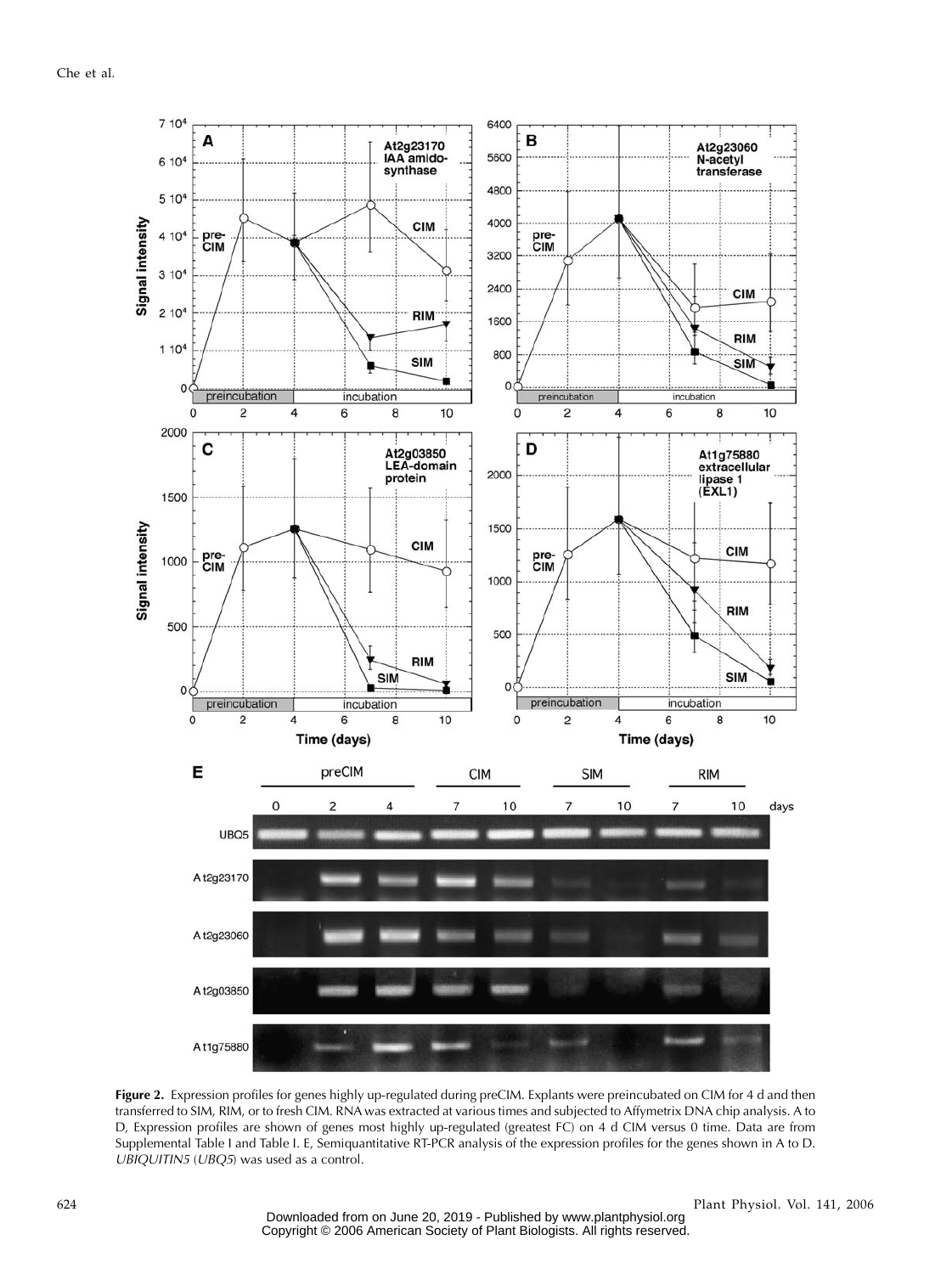**Figure 2.** Expression profiles for genes highly up-regulated during preCIM. Explants were preincubated on CIM for 4 d and then transferred to SIM, RIM, or to fresh CIM. RNA was extracted at various times and subjected to Affymetrix DNA chip analysis. A to D, Expression profiles are shown of genes most highly up-regulated (greatest FC) on 4 d CIM versus 0 time. Data are from Supplemental Table I and Table I. E, Semiquantitative RT-PCR analysis of the expression profiles for the genes shown in A to D. *UBIQUITIN5* (*UBQ5*) was used as a control.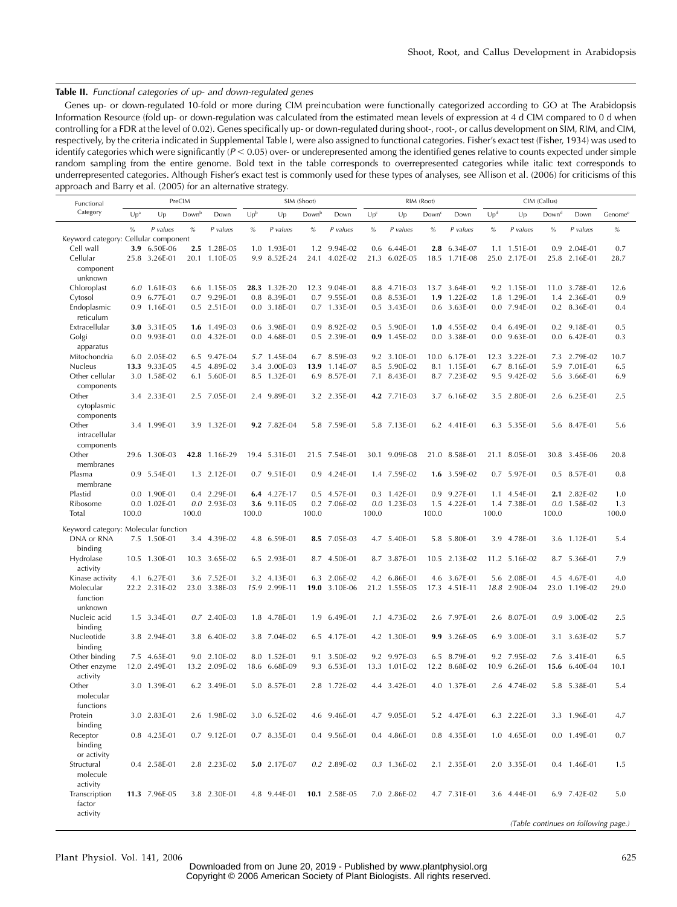**Table II.** *Functional categories of up- and down-regulated genes*

Genes up- or down-regulated 10-fold or more during CIM preincubation were functionally categorized according to GO at The Arabidopsis Information Resource (fold up- or down-regulation was calculated from the estimated mean levels of expression at 4 d CIM compared to 0 d when controlling for a FDR at the level of 0.02). Genes specifically up- or down-regulated during shoot-, root-, or callus development on SIM, RIM, and CIM, respectively, by the criteria indicated in Supplemental Table I, were also assigned to functional categories. Fisher's exact test (Fisher, 1934) was used to identify categories which were significantly ($P < 0.05$) over- or underrepresented among the identified genes relative to counts expected under simple random sampling from the entire genome. Bold text in the table corresponds to overrepresented categories while italic text corresponds to underrepresented categories. Although Fisher's exact test is commonly used for these types of analyses, see Allison et al. (2006) for criticisms of this approach and Barry et al. (2005) for an alternative strategy.

| Functional Category | PreCIM | | | | SIM (Shoot) | | | | RIM (Root) | | | | CIM (Callus) | | | | |
|---|---|---|---|---|---|---|---|---|---|---|---|---|---|---|---|---|---|
| | Up[a] | Up | Down[b] | Down | Up[b] | Up | Down[b] | Down | Up[c] | Up | Down[c] | Down | Up[d] | Up | Down[d] | Down | Genome[e] |
| | % | *P values* | % | *P values* | % | *P values* | % | *P values* | % | *P values* | % | *P values* | % | *P values* | % | *P values* | % |
| Keyword category: Cellular component | | | | | | | | | | | | | | | | | |
| Cell wall | **3.9** | 6.50E-06 | **2.5** | 1.28E-05 | 1.0 | 1.93E-01 | 1.2 | 9.94E-02 | 0.6 | 6.44E-01 | **2.8** | 6.34E-07 | 1.1 | 1.51E-01 | 0.9 | 2.04E-01 | 0.7 |
| Cellular component unknown | 25.8 | 3.26E-01 | 20.1 | 1.10E-05 | *9.9* | 8.52E-24 | 24.1 | 4.02E-02 | 21.3 | 6.02E-05 | 18.5 | 1.71E-08 | 25.0 | 2.17E-01 | 25.8 | 2.16E-01 | 28.7 |
| Chloroplast | *6.0* | 1.61E-03 | 6.6 | 1.15E-05 | **28.3** | 1.32E-20 | 12.3 | 9.04E-01 | 8.8 | 4.71E-03 | 13.7 | 3.64E-01 | 9.2 | 1.15E-01 | 11.0 | 3.78E-01 | 12.6 |
| Cytosol | 0.9 | 6.77E-01 | 0.7 | 9.29E-01 | 0.8 | 8.39E-01 | 0.7 | 9.55E-01 | 0.8 | 8.53E-01 | **1.9** | 1.22E-02 | 1.8 | 1.29E-01 | 1.4 | 2.36E-01 | 0.9 |
| Endoplasmic reticulum | 0.9 | 1.16E-01 | 0.5 | 2.51E-01 | 0.0 | 3.18E-01 | 0.7 | 1.33E-01 | 0.5 | 3.43E-01 | 0.6 | 3.63E-01 | 0.0 | 7.94E-01 | 0.2 | 8.36E-01 | 0.4 |
| Extracellular | **3.0** | 3.31E-05 | **1.6** | 1.49E-03 | 0.6 | 3.98E-01 | 0.9 | 8.92E-02 | 0.5 | 5.90E-01 | **1.0** | 4.55E-02 | 0.4 | 6.49E-01 | 0.2 | 9.18E-01 | 0.5 |
| Golgi apparatus | 0.0 | 9.93E-01 | 0.0 | 4.32E-01 | 0.0 | 4.68E-01 | 0.5 | 2.39E-01 | **0.9** | 1.45E-02 | 0.0 | 3.38E-01 | 0.0 | 9.63E-01 | 0.0 | 6.42E-01 | 0.3 |
| Mitochondria | 6.0 | 2.05E-02 | 6.5 | 9.47E-04 | *5.7* | 1.45E-04 | 6.7 | 8.59E-03 | 9.2 | 3.10E-01 | 10.0 | 6.17E-01 | 12.3 | 3.22E-01 | 7.3 | 2.79E-02 | 10.7 |
| Nucleus | **13.3** | 9.33E-05 | 4.5 | 4.89E-02 | 3.4 | 3.00E-03 | **13.9** | 1.14E-07 | 8.5 | 5.90E-02 | 8.1 | 1.15E-01 | 6.7 | 8.16E-01 | 5.9 | 7.01E-01 | 6.5 |
| Other cellular components | 3.0 | 1.58E-02 | 6.1 | 5.60E-01 | 8.5 | 1.32E-01 | 6.9 | 8.57E-01 | 7.1 | 8.43E-01 | 8.7 | 7.23E-02 | 9.5 | 9.42E-02 | 5.6 | 3.66E-01 | 6.9 |
| Other cytoplasmic components | 3.4 | 2.33E-01 | 2.5 | 7.05E-01 | 2.4 | 9.89E-01 | 3.2 | 2.35E-01 | **4.2** | 7.71E-03 | 3.7 | 6.16E-02 | 3.5 | 2.80E-01 | 2.6 | 6.25E-01 | 2.5 |
| Other intracellular components | 3.4 | 1.99E-01 | 3.9 | 1.32E-01 | **9.2** | 7.82E-04 | 5.8 | 7.59E-01 | 5.8 | 7.13E-01 | 6.2 | 4.41E-01 | 6.3 | 5.35E-01 | 5.6 | 8.47E-01 | 5.6 |
| Other membranes | 29.6 | 1.30E-03 | **42.8** | 1.16E-29 | 19.4 | 5.31E-01 | 21.5 | 7.54E-01 | 30.1 | 9.09E-08 | 21.0 | 8.58E-01 | 21.1 | 8.05E-01 | 30.8 | 3.45E-06 | 20.8 |
| Plasma membrane | 0.9 | 5.54E-01 | 1.3 | 2.12E-01 | 0.7 | 9.51E-01 | 0.9 | 4.24E-01 | 1.4 | 7.59E-02 | **1.6** | 3.59E-02 | 0.7 | 5.97E-01 | 0.5 | 8.57E-01 | 0.8 |
| Plastid | 0.0 | 1.90E-01 | 0.4 | 2.29E-01 | **6.4** | 4.27E-17 | 0.5 | 4.57E-01 | 0.3 | 1.42E-01 | 0.9 | 9.27E-01 | 1.1 | 4.54E-01 | **2.1** | 2.82E-02 | 1.0 |
| Ribosome | 0.0 | 1.02E-01 | *0.0* | 2.93E-03 | **3.6** | 9.11E-05 | 0.2 | 7.06E-02 | *0.0* | 1.23E-03 | 1.5 | 4.22E-01 | 1.4 | 7.38E-01 | *0.0* | 1.58E-02 | 1.3 |
| Total | 100.0 | | 100.0 | | 100.0 | | 100.0 | | 100.0 | | 100.0 | | 100.0 | | 100.0 | | 100.0 |
| Keyword category: Molecular function | | | | | | | | | | | | | | | | | |
| DNA or RNA binding | 7.5 | 1.50E-01 | 3.4 | 4.39E-02 | 4.8 | 6.59E-01 | **8.5** | 7.05E-03 | 4.7 | 5.40E-01 | 5.8 | 5.80E-01 | 3.9 | 4.78E-01 | 3.6 | 1.12E-01 | 5.4 |
| Hydrolase activity | 10.5 | 1.30E-01 | 10.3 | 3.65E-02 | 6.5 | 2.93E-01 | 8.7 | 4.50E-01 | 8.7 | 3.87E-01 | 10.5 | 2.13E-02 | 11.2 | 5.16E-02 | 8.7 | 5.36E-01 | 7.9 |
| Kinase activity | 4.1 | 6.27E-01 | 3.6 | 7.52E-01 | 3.2 | 4.13E-01 | 6.3 | 2.06E-02 | 4.2 | 6.86E-01 | 4.6 | 3.67E-01 | 5.6 | 2.08E-01 | 4.5 | 4.67E-01 | 4.0 |
| Molecular function unknown | 22.2 | 2.31E-02 | 23.0 | 3.38E-03 | *15.9* | 2.99E-11 | **19.0** | 3.10E-06 | 21.2 | 1.55E-05 | 17.3 | 4.51E-11 | *18.8* | 2.90E-04 | 23.0 | 1.19E-02 | 29.0 |
| Nucleic acid binding | 1.5 | 3.34E-01 | *0.7* | 2.40E-03 | 1.8 | 4.78E-01 | 1.9 | 6.49E-01 | *1.1* | 4.73E-02 | 2.6 | 7.97E-01 | 2.6 | 8.07E-01 | *0.9* | 3.00E-02 | 2.5 |
| Nucleotide binding | 3.8 | 2.94E-01 | 3.8 | 6.40E-02 | 3.8 | 7.04E-02 | 6.5 | 4.17E-01 | 4.2 | 1.30E-01 | **9.9** | 3.26E-05 | 6.9 | 3.00E-01 | 3.1 | 3.63E-02 | 5.7 |
| Other binding | 7.5 | 4.65E-01 | 9.0 | 2.10E-02 | 8.0 | 1.52E-01 | 9.1 | 3.50E-02 | 9.2 | 9.97E-03 | 6.5 | 8.79E-01 | 9.2 | 7.95E-02 | 7.6 | 3.41E-01 | 6.5 |
| Other enzyme activity | 12.0 | 2.49E-01 | 13.2 | 2.09E-02 | 18.6 | 6.68E-09 | 9.3 | 6.53E-01 | 13.3 | 1.01E-02 | 12.2 | 8.68E-02 | 10.9 | 6.26E-01 | **15.6** | 6.40E-04 | 10.1 |
| Other molecular functions | 3.0 | 1.39E-01 | 6.2 | 3.49E-01 | 5.0 | 8.57E-01 | 2.8 | 1.72E-02 | 4.4 | 3.42E-01 | 4.0 | 1.37E-01 | *2.6* | 4.74E-02 | 5.8 | 5.38E-01 | 5.4 |
| Protein binding | 3.0 | 2.83E-01 | 2.6 | 1.98E-02 | 3.0 | 6.52E-02 | 4.6 | 9.46E-01 | 4.7 | 9.05E-01 | 5.2 | 4.47E-01 | 6.3 | 2.22E-01 | 3.3 | 1.96E-01 | 4.7 |
| Receptor binding or activity | 0.8 | 4.25E-01 | 0.7 | 9.12E-01 | 0.7 | 8.35E-01 | 0.4 | 9.56E-01 | 0.4 | 4.86E-01 | 0.8 | 4.35E-01 | 1.0 | 4.65E-01 | 0.0 | 1.49E-01 | 0.7 |
| Structural molecule activity | 0.4 | 2.58E-01 | 2.8 | 2.23E-02 | **5.0** | 2.17E-07 | *0.2* | 2.89E-02 | *0.3* | 1.36E-02 | 2.1 | 2.35E-01 | 2.0 | 3.35E-01 | 0.4 | 1.46E-01 | 1.5 |
| Transcription factor activity | **11.3** | 7.96E-05 | 3.8 | 2.30E-01 | 4.8 | 9.44E-01 | **10.1** | 2.58E-05 | 7.0 | 2.86E-02 | 4.7 | 7.31E-01 | 3.6 | 4.44E-01 | 6.9 | 7.42E-02 | 5.0 |

*(Table continues on following page.)*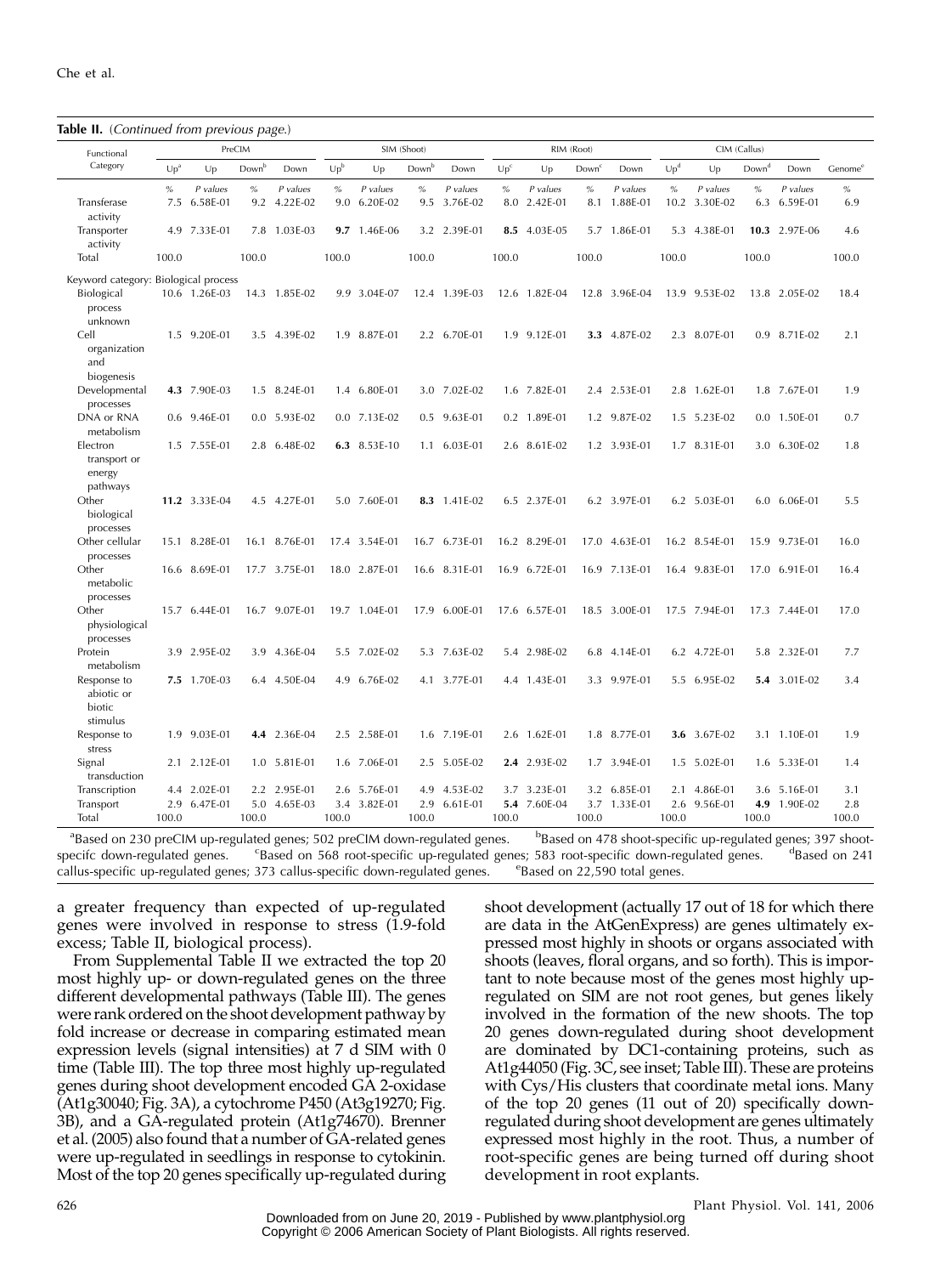**Table II.** (*Continued from previous page.*)

| Functional Category | PreCIM | | | | SIM (Shoot) | | | | RIM (Root) | | | | CIM (Callus) | | | | Genome[e] |
|---|---|---|---|---|---|---|---|---|---|---|---|---|---|---|---|---|---|
| | Up[a] | Up | Down[b] | Down | Up[b] | Up | Down[b] | Down | Up[c] | Up | Down[c] | Down | Up[d] | Up | Down[d] | Down | |
| | % | *P values* | % | *P values* | % | *P values* | % | *P values* | % | *P values* | % | *P values* | % | *P values* | % | *P values* | % |
| Transferase activity | 7.5 | 6.58E-01 | 9.2 | 4.22E-02 | 9.0 | 6.20E-02 | 9.5 | 3.76E-02 | 8.0 | 2.42E-01 | 8.1 | 1.88E-01 | 10.2 | 3.30E-02 | 6.3 | 6.59E-01 | 6.9 |
| Transporter activity | 4.9 | 7.33E-01 | 7.8 | 1.03E-03 | **9.7** | 1.46E-06 | 3.2 | 2.39E-01 | **8.5** | 4.03E-05 | 5.7 | 1.86E-01 | 5.3 | 4.38E-01 | **10.3** | 2.97E-06 | 4.6 |
| Total | 100.0 | | 100.0 | | 100.0 | | 100.0 | | 100.0 | | 100.0 | | 100.0 | | 100.0 | | 100.0 |
| Keyword category: Biological process | | | | | | | | | | | | | | | | | |
| Biological process unknown | 10.6 | 1.26E-03 | 14.3 | 1.85E-02 | *9.9* | 3.04E-07 | 12.4 | 1.39E-03 | 12.6 | 1.82E-04 | 12.8 | 3.96E-04 | 13.9 | 9.53E-02 | 13.8 | 2.05E-02 | 18.4 |
| Cell organization and biogenesis | 1.5 | 9.20E-01 | 3.5 | 4.39E-02 | 1.9 | 8.87E-01 | 2.2 | 6.70E-01 | 1.9 | 9.12E-01 | **3.3** | 4.87E-02 | 2.3 | 8.07E-01 | 0.9 | 8.71E-02 | 2.1 |
| Developmental processes | **4.3** | 7.90E-03 | 1.5 | 8.24E-01 | 1.4 | 6.80E-01 | 3.0 | 7.02E-02 | 1.6 | 7.82E-01 | 2.4 | 2.53E-01 | 2.8 | 1.62E-01 | 1.8 | 7.67E-01 | 1.9 |
| DNA or RNA metabolism | 0.6 | 9.46E-01 | 0.0 | 5.93E-02 | 0.0 | 7.13E-02 | 0.5 | 9.63E-01 | 0.2 | 1.89E-01 | 1.2 | 9.87E-02 | 1.5 | 5.23E-02 | 0.0 | 1.50E-01 | 0.7 |
| Electron transport or energy pathways | 1.5 | 7.55E-01 | 2.8 | 6.48E-02 | **6.3** | 8.53E-10 | 1.1 | 6.03E-01 | 2.6 | 8.61E-02 | 1.2 | 3.93E-01 | 1.7 | 8.31E-01 | 3.0 | 6.30E-02 | 1.8 |
| Other biological processes | **11.2** | 3.33E-04 | 4.5 | 4.27E-01 | 5.0 | 7.60E-01 | **8.3** | 1.41E-02 | 6.5 | 2.37E-01 | 6.2 | 3.97E-01 | 6.2 | 5.03E-01 | 6.0 | 6.06E-01 | 5.5 |
| Other cellular processes | 15.1 | 8.28E-01 | 16.1 | 8.76E-01 | 17.4 | 3.54E-01 | 16.7 | 6.73E-01 | 16.2 | 8.29E-01 | 17.0 | 4.63E-01 | 16.2 | 8.54E-01 | 15.9 | 9.73E-01 | 16.0 |
| Other metabolic processes | 16.6 | 8.69E-01 | 17.7 | 3.75E-01 | 18.0 | 2.87E-01 | 16.6 | 8.31E-01 | 16.9 | 6.72E-01 | 16.9 | 7.13E-01 | 16.4 | 9.83E-01 | 17.0 | 6.91E-01 | 16.4 |
| Other physiological processes | 15.7 | 6.44E-01 | 16.7 | 9.07E-01 | 19.7 | 1.04E-01 | 17.9 | 6.00E-01 | 17.6 | 6.57E-01 | 18.5 | 3.00E-01 | 17.5 | 7.94E-01 | 17.3 | 7.44E-01 | 17.0 |
| Protein metabolism | 3.9 | 2.95E-02 | 3.9 | 4.36E-04 | 5.5 | 7.02E-02 | 5.3 | 7.63E-02 | 5.4 | 2.98E-02 | 6.8 | 4.14E-01 | 6.2 | 4.72E-01 | 5.8 | 2.32E-01 | 7.7 |
| Response to abiotic or biotic stimulus | **7.5** | 1.70E-03 | 6.4 | 4.50E-04 | 4.9 | 6.76E-02 | 4.1 | 3.77E-01 | 4.4 | 1.43E-01 | 3.3 | 9.97E-01 | 5.5 | 6.95E-02 | **5.4** | 3.01E-02 | 3.4 |
| Response to stress | 1.9 | 9.03E-01 | **4.4** | 2.36E-04 | 2.5 | 2.58E-01 | 1.6 | 7.19E-01 | 2.6 | 1.62E-01 | 1.8 | 8.77E-01 | **3.6** | 3.67E-02 | 3.1 | 1.10E-01 | 1.9 |
| Signal transduction | 2.1 | 2.12E-01 | 1.0 | 5.81E-01 | 1.6 | 7.06E-01 | 2.5 | 5.05E-02 | **2.4** | 2.93E-02 | 1.7 | 3.94E-01 | 1.5 | 5.02E-01 | 1.6 | 5.33E-01 | 1.4 |
| Transcription | 4.4 | 2.02E-01 | 2.2 | 2.95E-01 | 2.6 | 5.76E-01 | 4.9 | 4.53E-02 | 3.7 | 3.23E-01 | 3.2 | 6.85E-01 | 2.1 | 4.86E-01 | 3.6 | 5.16E-01 | 3.1 |
| Transport | 2.9 | 6.47E-01 | 5.0 | 4.65E-03 | 3.4 | 3.82E-01 | 2.9 | 6.61E-01 | **5.4** | 7.60E-04 | 3.7 | 1.33E-01 | 2.6 | 9.56E-01 | **4.9** | 1.90E-02 | 2.8 |
| Total | 100.0 | | 100.0 | | 100.0 | | 100.0 | | 100.0 | | 100.0 | | 100.0 | | 100.0 | | 100.0 |

[a]Based on 230 preCIM up-regulated genes; 502 preCIM down-regulated genes. [b]Based on 478 shoot-specific up-regulated genes; 397 shoot-specifc down-regulated genes. [c]Based on 568 root-specific up-regulated genes; 583 root-specific down-regulated genes. [d]Based on 241 callus-specific up-regulated genes; 373 callus-specific down-regulated genes. [e]Based on 22,590 total genes.

a greater frequency than expected of up-regulated genes were involved in response to stress (1.9-fold excess; Table II, biological process).

From Supplemental Table II we extracted the top 20 most highly up- or down-regulated genes on the three different developmental pathways (Table III). The genes were rank ordered on the shoot development pathway by fold increase or decrease in comparing estimated mean expression levels (signal intensities) at 7 d SIM with 0 time (Table III). The top three most highly up-regulated genes during shoot development encoded GA 2-oxidase (At1g30040; Fig. 3A), a cytochrome P450 (At3g19270; Fig. 3B), and a GA-regulated protein (At1g74670). Brenner et al. (2005) also found that a number of GA-related genes were up-regulated in seedlings in response to cytokinin. Most of the top 20 genes specifically up-regulated during shoot development (actually 17 out of 18 for which there are data in the AtGenExpress) are genes ultimately expressed most highly in shoots or organs associated with shoots (leaves, floral organs, and so forth). This is important to note because most of the genes most highly up-regulated on SIM are not root genes, but genes likely involved in the formation of the new shoots. The top 20 genes down-regulated during shoot development are dominated by DC1-containing proteins, such as At1g44050 (Fig. 3C, see inset; Table III). These are proteins with Cys/His clusters that coordinate metal ions. Many of the top 20 genes (11 out of 20) specifically down-regulated during shoot development are genes ultimately expressed most highly in the root. Thus, a number of root-specific genes are being turned off during shoot development in root explants.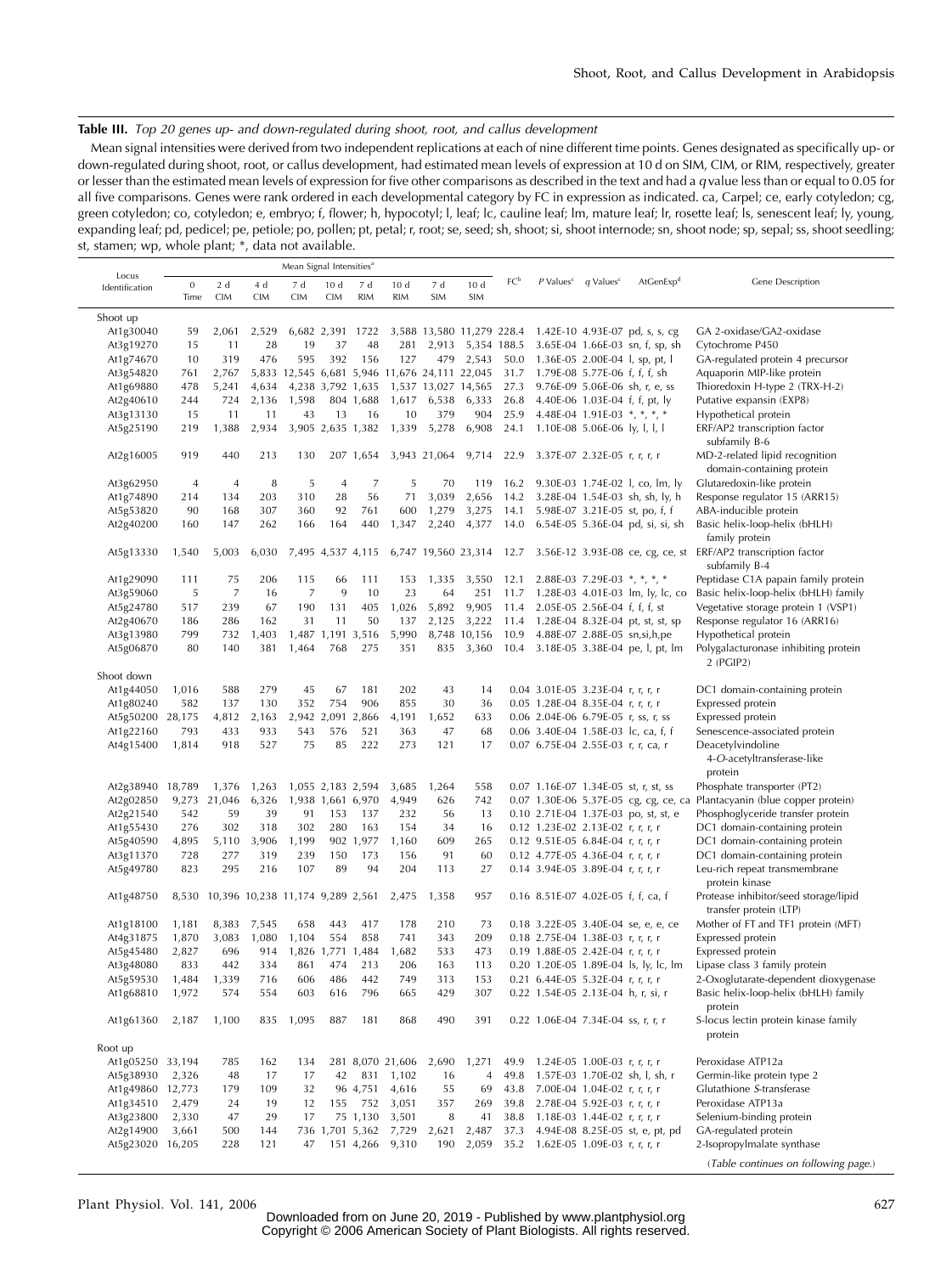**Table III.** *Top 20 genes up- and down-regulated during shoot, root, and callus development*

Mean signal intensities were derived from two independent replications at each of nine different time points. Genes designated as specifically up- or down-regulated during shoot, root, or callus development, had estimated mean levels of expression at 10 d on SIM, CIM, or RIM, respectively, greater or lesser than the estimated mean levels of expression for five other comparisons as described in the text and had a *q* value less than or equal to 0.05 for all five comparisons. Genes were rank ordered in each developmental category by FC in expression as indicated. ca, Carpel; ce, early cotyledon; cg, green cotyledon; co, cotyledon; e, embryo; f, flower; h, hypocotyl; l, leaf; lc, cauline leaf; lm, mature leaf; lr, rosette leaf; ls, senescent leaf; ly, young, expanding leaf; pd, pedicel; pe, petiole; po, pollen; pt, petal; r, root; se, seed; sh, shoot; si, shoot internode; sn, shoot node; sp, sepal; ss, shoot seedling; st, stamen; wp, whole plant; *, data not available.

| Locus Identification | Mean Signal Intensities[a] | | | | | | | | | FC[b] | *P* Values[c] | *q* Values[c] | AtGenExp[d] | Gene Description |
|---|---|---|---|---|---|---|---|---|---|---|---|---|---|---|
| | 0 Time | 2 d CIM | 4 d CIM | 7 d CIM | 10 d CIM | 7 d RIM | 10 d RIM | 7 d SIM | 10 d SIM | | | | | |
| Shoot up | | | | | | | | | | | | | | |
| At1g30040 | 59 | 2,061 | 2,529 | 6,682 | 2,391 | 1722 | 3,588 | 13,580 | 11,279 | 228.4 | 1.42E-10 | 4.93E-07 | pd, s, s, cg | GA 2-oxidase/GA2-oxidase |
| At3g19270 | 15 | 11 | 28 | 19 | 37 | 48 | 281 | 2,913 | 5,354 | 188.5 | 3.65E-04 | 1.66E-03 | sn, f, sp, sh | Cytochrome P450 |
| At1g74670 | 10 | 319 | 476 | 595 | 392 | 156 | 127 | 479 | 2,543 | 50.0 | 1.36E-05 | 2.00E-04 | l, sp, pt, l | GA-regulated protein 4 precursor |
| At3g54820 | 761 | 2,767 | 5,833 | 12,545 | 6,681 | 5,946 | 11,676 | 24,111 | 22,045 | 31.7 | 1.79E-08 | 5.77E-06 | f, f, f, sh | Aquaporin MIP-like protein |
| At1g69880 | 478 | 5,241 | 4,634 | 4,238 | 3,792 | 1,635 | 1,537 | 13,027 | 14,565 | 27.3 | 9.76E-09 | 5.06E-06 | sh, r, e, ss | Thioredoxin H-type 2 (TRX-H-2) |
| At2g40610 | 244 | 724 | 2,136 | 1,598 | 804 | 1,688 | 1,617 | 6,538 | 6,333 | 26.8 | 4.40E-06 | 1.03E-04 | f, f, pt, ly | Putative expansin (EXP8) |
| At3g13130 | 15 | 11 | 11 | 43 | 13 | 16 | 10 | 379 | 904 | 25.9 | 4.48E-04 | 1.91E-03 | *, *, *, * | Hypothetical protein |
| At5g25190 | 219 | 1,388 | 2,934 | 3,905 | 2,635 | 1,382 | 1,339 | 5,278 | 6,908 | 24.1 | 1.10E-08 | 5.06E-06 | ly, l, l, l | ERF/AP2 transcription factor subfamily B-6 |
| At2g16005 | 919 | 440 | 213 | 130 | 207 | 1,654 | 3,943 | 21,064 | 9,714 | 22.9 | 3.37E-07 | 2.32E-05 | r, r, r, r | MD-2-related lipid recognition domain-containing protein |
| At3g62950 | 4 | 4 | 8 | 5 | 4 | 7 | 5 | 70 | 119 | 16.2 | 9.30E-03 | 1.74E-02 | l, co, lm, ly | Glutaredoxin-like protein |
| At1g74890 | 214 | 134 | 203 | 310 | 28 | 56 | 71 | 3,039 | 2,656 | 14.2 | 3.28E-04 | 1.54E-03 | sh, sh, ly, h | Response regulator 15 (ARR15) |
| At5g53820 | 90 | 168 | 307 | 360 | 92 | 761 | 600 | 1,279 | 3,275 | 14.1 | 5.98E-07 | 3.21E-05 | st, po, f, f | ABA-inducible protein |
| At2g40200 | 160 | 147 | 262 | 166 | 164 | 440 | 1,347 | 2,240 | 4,377 | 14.0 | 6.54E-05 | 5.36E-04 | pd, si, si, sh | Basic helix-loop-helix (bHLH) family protein |
| At5g13330 | 1,540 | 5,003 | 6,030 | 7,495 | 4,537 | 4,115 | 6,747 | 19,560 | 23,314 | 12.7 | 3.56E-12 | 3.93E-08 | ce, cg, ce, st | ERF/AP2 transcription factor subfamily B-4 |
| At1g29090 | 111 | 75 | 206 | 115 | 66 | 111 | 153 | 1,335 | 3,550 | 12.1 | 2.88E-03 | 7.29E-03 | *, *, *, * | Peptidase C1A papain family protein |
| At3g59060 | 5 | 7 | 16 | 7 | 9 | 10 | 23 | 64 | 251 | 11.7 | 1.28E-03 | 4.01E-03 | lm, ly, lc, co | Basic helix-loop-helix (bHLH) family |
| At5g24780 | 517 | 239 | 67 | 190 | 131 | 405 | 1,026 | 5,892 | 9,905 | 11.4 | 2.05E-05 | 2.56E-04 | f, f, f, st | Vegetative storage protein 1 (VSP1) |
| At2g40670 | 186 | 286 | 162 | 31 | 11 | 50 | 137 | 2,125 | 3,222 | 11.4 | 1.28E-04 | 8.32E-04 | pt, st, st, sp | Response regulator 16 (ARR16) |
| At3g13980 | 799 | 732 | 1,403 | 1,487 | 1,191 | 3,516 | 5,990 | 8,748 | 10,156 | 10.9 | 4.88E-07 | 2.88E-05 | sn,si,h,pe | Hypothetical protein |
| At5g06870 | 80 | 140 | 381 | 1,464 | 768 | 275 | 351 | 835 | 3,360 | 10.4 | 3.18E-05 | 3.38E-04 | pe, l, pt, lm | Polygalacturonase inhibiting protein 2 (PGIP2) |
| Shoot down | | | | | | | | | | | | | | |
| At1g44050 | 1,016 | 588 | 279 | 45 | 67 | 181 | 202 | 43 | 14 | 0.04 | 3.01E-05 | 3.23E-04 | r, r, r, r | DC1 domain-containing protein |
| At1g80240 | 582 | 137 | 130 | 352 | 754 | 906 | 855 | 30 | 36 | 0.05 | 1.28E-04 | 8.35E-04 | r, r, r, r | Expressed protein |
| At5g50200 | 28,175 | 4,812 | 2,163 | 2,942 | 2,091 | 2,866 | 4,191 | 1,652 | 633 | 0.06 | 2.04E-06 | 6.79E-05 | r, ss, r, ss | Expressed protein |
| At1g22160 | 793 | 433 | 933 | 543 | 576 | 521 | 363 | 47 | 68 | 0.06 | 3.40E-04 | 1.58E-03 | lc, ca, f, f | Senescence-associated protein |
| At4g15400 | 1,814 | 918 | 527 | 75 | 85 | 222 | 273 | 121 | 17 | 0.07 | 6.75E-04 | 2.55E-03 | r, r, ca, r | Deacetylvindoline 4-*O*-acetyltransferase-like protein |
| At2g38940 | 18,789 | 1,376 | 1,263 | 1,055 | 2,183 | 2,594 | 3,685 | 1,264 | 558 | 0.07 | 1.16E-07 | 1.34E-05 | st, r, st, ss | Phosphate transporter (PT2) |
| At2g02850 | 9,273 | 21,046 | 6,326 | 1,938 | 1,661 | 6,970 | 4,949 | 626 | 742 | 0.07 | 1.30E-06 | 5.37E-05 | cg, cg, ce, ca | Plantacyanin (blue copper protein) |
| At2g21540 | 542 | 59 | 39 | 91 | 153 | 137 | 232 | 56 | 13 | 0.10 | 2.71E-04 | 1.37E-03 | po, st, st, e | Phosphoglyceride transfer protein |
| At1g55430 | 276 | 302 | 318 | 302 | 280 | 163 | 154 | 34 | 16 | 0.12 | 1.23E-02 | 2.13E-02 | r, r, r, r | DC1 domain-containing protein |
| At5g40590 | 4,895 | 5,110 | 3,906 | 1,199 | 902 | 1,977 | 1,160 | 609 | 265 | 0.12 | 9.51E-05 | 6.84E-04 | r, r, r, r | DC1 domain-containing protein |
| At3g11370 | 728 | 277 | 319 | 239 | 150 | 173 | 156 | 91 | 60 | 0.12 | 4.77E-05 | 4.36E-04 | r, r, r, r | DC1 domain-containing protein |
| At5g49780 | 823 | 295 | 216 | 107 | 89 | 94 | 204 | 113 | 27 | 0.14 | 3.94E-05 | 3.89E-04 | r, r, r, r | Leu-rich repeat transmembrane protein kinase |
| At1g48750 | 8,530 | 10,396 | 10,238 | 11,174 | 9,289 | 2,561 | 2,475 | 1,358 | 957 | 0.16 | 8.51E-07 | 4.02E-05 | f, f, ca, f | Protease inhibitor/seed storage/lipid transfer protein (LTP) |
| At1g18100 | 1,181 | 8,383 | 7,545 | 658 | 443 | 417 | 178 | 210 | 73 | 0.18 | 3.22E-05 | 3.40E-04 | se, e, e, ce | Mother of FT and TF1 protein (MFT) |
| At4g31875 | 1,870 | 3,083 | 1,080 | 1,104 | 554 | 858 | 741 | 343 | 209 | 0.18 | 2.75E-04 | 1.38E-03 | r, r, r, r | Expressed protein |
| At5g45480 | 2,827 | 696 | 914 | 1,826 | 1,771 | 1,484 | 1,682 | 533 | 473 | 0.19 | 1.88E-05 | 2.42E-04 | r, r, r, r | Expressed protein |
| At3g48080 | 833 | 442 | 334 | 861 | 474 | 213 | 206 | 163 | 113 | 0.20 | 1.20E-05 | 1.89E-04 | ls, ly, lc, lm | Lipase class 3 family protein |
| At5g59530 | 1,484 | 1,339 | 716 | 606 | 486 | 442 | 749 | 313 | 153 | 0.21 | 6.44E-05 | 5.32E-04 | r, r, r, r | 2-Oxoglutarate-dependent dioxygenase |
| At1g68810 | 1,972 | 574 | 554 | 603 | 616 | 796 | 665 | 429 | 307 | 0.22 | 1.54E-05 | 2.13E-04 | h, r, si, r | Basic helix-loop-helix (bHLH) family protein |
| At1g61360 | 2,187 | 1,100 | 835 | 1,095 | 887 | 181 | 868 | 490 | 391 | 0.22 | 1.06E-04 | 7.34E-04 | ss, r, r, r | S-locus lectin protein kinase family protein |
| Root up | | | | | | | | | | | | | | |
| At1g05250 | 33,194 | 785 | 162 | 134 | 281 | 8,070 | 21,606 | 2,690 | 1,271 | 49.9 | 1.24E-05 | 1.00E-03 | r, r, r, r | Peroxidase ATP12a |
| At5g38930 | 2,326 | 48 | 17 | 17 | 42 | 831 | 1,102 | 16 | 4 | 49.8 | 1.57E-03 | 1.70E-02 | sh, l, sh, r | Germin-like protein type 2 |
| At1g49860 | 12,773 | 179 | 109 | 32 | 96 | 4,751 | 4,616 | 55 | 69 | 43.8 | 7.00E-04 | 1.04E-02 | r, r, r, r | Glutathione *S*-transferase |
| At1g34510 | 2,479 | 24 | 19 | 12 | 155 | 752 | 3,051 | 357 | 269 | 39.8 | 2.78E-04 | 5.92E-03 | r, r, r, r | Peroxidase ATP13a |
| At3g23800 | 2,330 | 47 | 29 | 17 | 75 | 1,130 | 3,501 | 8 | 41 | 38.8 | 1.18E-03 | 1.44E-02 | r, r, r, r | Selenium-binding protein |
| At2g14900 | 3,661 | 500 | 144 | 736 | 1,701 | 5,362 | 7,729 | 2,621 | 2,487 | 37.3 | 4.94E-08 | 8.25E-05 | st, e, pt, pd | GA-regulated protein |
| At5g23020 | 16,205 | 228 | 121 | 47 | 151 | 4,266 | 9,310 | 190 | 2,059 | 35.2 | 1.62E-05 | 1.09E-03 | r, r, r, r | 2-Isopropylmalate synthase |

(*Table continues on following page.*)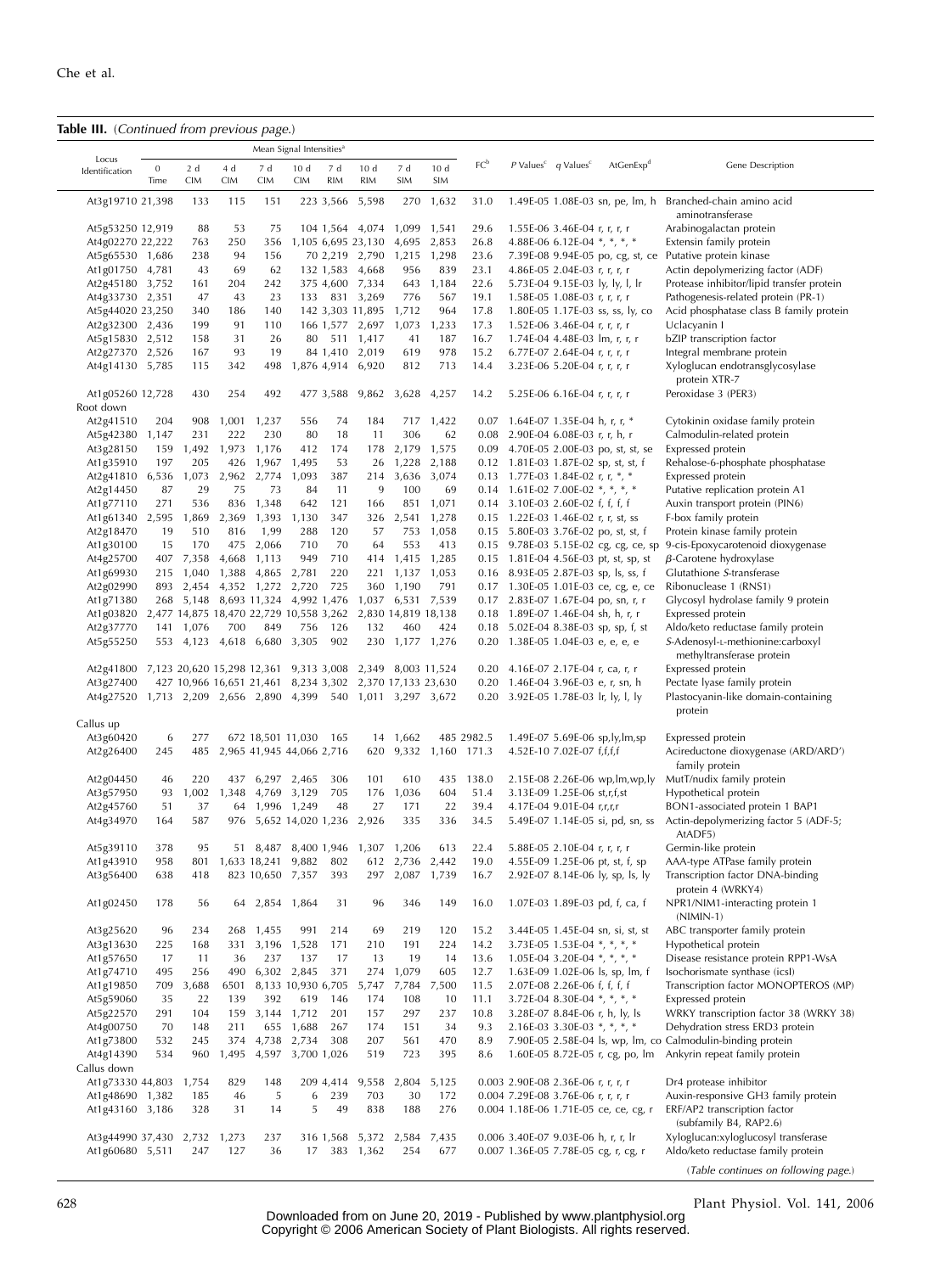**Table III.** (*Continued from previous page.*)

| Locus Identification | Mean Signal Intensities[a] | | | | | | | | | FC[b] | *P* Values[c] | *q* Values[c] | AtGenExp[d] | Gene Description |
|---|---|---|---|---|---|---|---|---|---|---|---|---|---|---|
| | 0 Time | 2 d CIM | 4 d CIM | 7 d CIM | 10 d CIM | 7 d RIM | 10 d RIM | 7 d SIM | 10 d SIM | | | | | |
| At3g19710 | 21,398 | 133 | 115 | 151 | 223 | 3,566 | 5,598 | 270 | 1,632 | 31.0 | 1.49E-05 | 1.08E-03 | sn, pe, lm, h | Branched-chain amino acid aminotransferase |
| At5g53250 | 12,919 | 88 | 53 | 75 | 104 | 1,564 | 4,074 | 1,099 | 1,541 | 29.6 | 1.55E-06 | 3.46E-04 | r, r, r, r | Arabinogalactan protein |
| At4g02270 | 22,222 | 763 | 250 | 356 | 1,105 | 6,695 | 23,130 | 4,695 | 2,853 | 26.8 | 4.88E-06 | 6.12E-04 | *, *, *, * | Extensin family protein |
| At5g65530 | 1,686 | 238 | 94 | 156 | 70 | 2,219 | 2,790 | 1,215 | 1,298 | 23.6 | 7.39E-08 | 9.94E-05 | po, cg, st, ce | Putative protein kinase |
| At1g01750 | 4,781 | 43 | 69 | 62 | 132 | 1,583 | 4,668 | 956 | 839 | 23.1 | 4.86E-05 | 2.04E-03 | r, r, r, r | Actin depolymerizing factor (ADF) |
| At2g45180 | 3,752 | 161 | 204 | 242 | 375 | 4,600 | 7,334 | 643 | 1,184 | 22.6 | 5.73E-04 | 9.15E-03 | ly, ly, l, lr | Protease inhibitor/lipid transfer protein |
| At4g33730 | 2,351 | 47 | 43 | 23 | 133 | 831 | 3,269 | 776 | 567 | 19.1 | 1.58E-05 | 1.08E-03 | r, r, r, r | Pathogenesis-related protein (PR-1) |
| At5g44020 | 23,250 | 340 | 186 | 140 | 142 | 3,303 | 11,895 | 1,712 | 964 | 17.8 | 1.80E-05 | 1.17E-03 | ss, ss, ly, co | Acid phosphatase class B family protein |
| At2g32300 | 2,436 | 199 | 91 | 110 | 166 | 1,577 | 2,697 | 1,073 | 1,233 | 17.3 | 1.52E-06 | 3.46E-04 | r, r, r, r | Uclacyanin I |
| At5g15830 | 2,512 | 158 | 31 | 26 | 80 | 511 | 1,417 | 41 | 187 | 16.7 | 1.74E-04 | 4.48E-03 | lm, r, r, r | bZIP transcription factor |
| At2g27370 | 2,526 | 167 | 93 | 19 | 84 | 1,410 | 2,019 | 619 | 978 | 15.2 | 6.77E-07 | 2.64E-04 | r, r, r, r | Integral membrane protein |
| At4g14130 | 5,785 | 115 | 342 | 498 | 1,876 | 4,914 | 6,920 | 812 | 713 | 14.4 | 3.23E-06 | 5.20E-04 | r, r, r, r | Xyloglucan endotransglycosylase protein XTR-7 |
| At1g05260 | 12,728 | 430 | 254 | 492 | 477 | 3,588 | 9,862 | 3,628 | 4,257 | 14.2 | 5.25E-06 | 6.16E-04 | r, r, r, r | Peroxidase 3 (PER3) |
| Root down | | | | | | | | | | | | | | |
| At2g41510 | 204 | 908 | 1,001 | 1,237 | 556 | 74 | 184 | 717 | 1,422 | 0.07 | 1.64E-07 | 1.35E-04 | h, r, r, * | Cytokinin oxidase family protein |
| At5g42380 | 1,147 | 231 | 222 | 230 | 80 | 18 | 11 | 306 | 62 | 0.08 | 2.90E-04 | 6.08E-03 | r, r, h, r | Calmodulin-related protein |
| At3g28150 | 159 | 1,492 | 1,973 | 1,176 | 412 | 174 | 178 | 2,179 | 1,575 | 0.09 | 4.70E-05 | 2.00E-03 | po, st, st, se | Expressed protein |
| At1g35910 | 197 | 205 | 426 | 1,967 | 1,495 | 53 | 26 | 1,228 | 2,188 | 0.12 | 1.81E-03 | 1.87E-02 | sp, st, st, f | Rehalose-6-phosphate phosphatase |
| At2g41810 | 6,536 | 1,073 | 2,962 | 2,774 | 1,093 | 387 | 214 | 3,636 | 3,074 | 0.13 | 1.77E-03 | 1.84E-02 | r, r, *, * | Expressed protein |
| At2g14450 | 87 | 29 | 75 | 73 | 84 | 11 | 9 | 100 | 69 | 0.14 | 1.61E-02 | 7.00E-02 | *, *, *, * | Putative replication protein A1 |
| At1g77110 | 271 | 536 | 836 | 1,348 | 642 | 121 | 166 | 851 | 1,071 | 0.14 | 3.10E-03 | 2.60E-02 | f, f, f, f | Auxin transport protein (PIN6) |
| At1g61340 | 2,595 | 1,869 | 2,369 | 1,393 | 1,130 | 347 | 326 | 2,541 | 1,278 | 0.15 | 1.22E-03 | 1.46E-02 | r, r, st, ss | F-box family protein |
| At2g18470 | 19 | 510 | 816 | 1,99 | 288 | 120 | 57 | 753 | 1,058 | 0.15 | 5.80E-03 | 3.76E-02 | po, st, st, f | Protein kinase family protein |
| At1g30100 | 15 | 170 | 475 | 2,066 | 710 | 70 | 64 | 553 | 413 | 0.15 | 9.78E-03 | 5.15E-02 | cg, cg, ce, sp | 9-cis-Epoxycarotenoid dioxygenase |
| At4g25700 | 407 | 7,358 | 4,668 | 1,113 | 949 | 710 | 414 | 1,415 | 1,285 | 0.15 | 1.81E-04 | 4.56E-03 | pt, st, sp, st | β-Carotene hydroxylase |
| At1g69930 | 215 | 1,040 | 1,388 | 4,865 | 2,781 | 220 | 221 | 1,137 | 1,053 | 0.16 | 8.93E-05 | 2.87E-03 | sp, ls, ss, f | Glutathione *S*-transferase |
| At2g02990 | 893 | 2,454 | 4,352 | 1,272 | 2,720 | 725 | 360 | 1,190 | 791 | 0.17 | 1.30E-05 | 1.01E-03 | ce, cg, e, ce | Ribonuclease 1 (RNS1) |
| At1g71380 | 268 | 5,148 | 8,693 | 11,324 | 4,992 | 1,476 | 1,037 | 6,531 | 7,539 | 0.17 | 2.83E-07 | 1.67E-04 | po, sn, r, r | Glycosyl hydrolase family 9 protein |
| At1g03820 | 2,477 | 14,875 | 18,470 | 22,729 | 10,558 | 3,262 | 2,830 | 14,819 | 18,138 | 0.18 | 1.89E-07 | 1.46E-04 | sh, h, r, r | Expressed protein |
| At2g37770 | 141 | 1,076 | 700 | 849 | 756 | 126 | 132 | 460 | 424 | 0.18 | 5.02E-04 | 8.38E-03 | sp, sp, f, st | Aldo/keto reductase family protein |
| At5g55250 | 553 | 4,123 | 4,618 | 6,680 | 3,305 | 902 | 230 | 1,177 | 1,276 | 0.20 | 1.38E-05 | 1.04E-03 | e, e, e, e | *S*-Adenosyl-L-methionine:carboxyl methyltransferase protein |
| At2g41800 | 7,123 | 20,620 | 15,298 | 12,361 | 9,313 | 3,008 | 2,349 | 8,003 | 11,524 | 0.20 | 4.16E-07 | 2.17E-04 | r, ca, r, r | Expressed protein |
| At3g27400 | 427 | 10,966 | 16,651 | 21,461 | 8,234 | 3,302 | 2,370 | 17,133 | 23,630 | 0.20 | 1.46E-04 | 3.96E-03 | e, r, sn, h | Pectate lyase family protein |
| At4g27520 | 1,713 | 2,209 | 2,656 | 2,890 | 4,399 | 540 | 1,011 | 3,297 | 3,672 | 0.20 | 3.92E-05 | 1.78E-03 | lr, ly, l, ly | Plastocyanin-like domain-containing protein |
| Callus up | | | | | | | | | | | | | | |
| At3g60420 | 6 | 277 | 672 | 18,501 | 11,030 | 165 | 14 | 1,662 | 485 | 2982.5 | 1.49E-07 | 5.69E-06 | sp,ly,lm,sp | Expressed protein |
| At2g26400 | 245 | 485 | 2,965 | 41,945 | 44,066 | 2,716 | 620 | 9,332 | 1,160 | 171.3 | 4.52E-10 | 7.02E-07 | f,f,f,f | Acireductone dioxygenase (ARD/ARD′) family protein |
| At2g04450 | 46 | 220 | 437 | 6,297 | 2,465 | 306 | 101 | 610 | 435 | 138.0 | 2.15E-08 | 2.26E-06 | wp,lm,wp,ly | MutT/nudix family protein |
| At3g57950 | 93 | 1,002 | 1,348 | 4,769 | 3,129 | 705 | 176 | 1,036 | 604 | 51.4 | 3.13E-09 | 1.25E-06 | st,r,f,st | Hypothetical protein |
| At2g45760 | 51 | 37 | 64 | 1,996 | 1,249 | 48 | 27 | 171 | 22 | 39.4 | 4.17E-04 | 9.01E-04 | r,r,r,r | BON1-associated protein 1 BAP1 |
| At4g34970 | 164 | 587 | 976 | 5,652 | 14,020 | 1,236 | 2,926 | 335 | 336 | 34.5 | 5.49E-07 | 1.14E-05 | si, pd, sn, ss | Actin-depolymerizing factor 5 (ADF-5; AtADF5) |
| At5g39110 | 378 | 95 | 51 | 8,487 | 8,400 | 1,946 | 1,307 | 1,206 | 613 | 22.4 | 5.88E-05 | 2.10E-04 | r, r, r, r | Germin-like protein |
| At1g43910 | 958 | 801 | 1,633 | 18,241 | 9,882 | 802 | 612 | 2,736 | 2,442 | 19.0 | 4.55E-09 | 1.25E-06 | pt, st, f, sp | AAA-type ATPase family protein |
| At3g56400 | 638 | 418 | 823 | 10,650 | 7,357 | 393 | 297 | 2,087 | 1,739 | 16.7 | 2.92E-07 | 8.14E-06 | ly, sp, ls, ly | Transcription factor DNA-binding protein 4 (WRKY4) |
| At1g02450 | 178 | 56 | 64 | 2,854 | 1,864 | 31 | 96 | 346 | 149 | 16.0 | 1.07E-03 | 1.89E-03 | pd, f, ca, f | NPR1/NIM1-interacting protein 1 (NIMIN-1) |
| At3g25620 | 96 | 234 | 268 | 1,455 | 991 | 214 | 69 | 219 | 120 | 15.2 | 3.44E-05 | 1.45E-04 | sn, si, st, st | ABC transporter family protein |
| At3g13630 | 225 | 168 | 331 | 3,196 | 1,528 | 171 | 210 | 191 | 224 | 14.2 | 3.73E-05 | 1.53E-04 | *, *, *, * | Hypothetical protein |
| At1g57650 | 17 | 11 | 36 | 237 | 137 | 17 | 13 | 19 | 14 | 13.6 | 1.05E-04 | 3.20E-04 | *, *, *, * | Disease resistance protein RPP1-WsA |
| At1g74710 | 495 | 256 | 490 | 6,302 | 2,845 | 371 | 274 | 1,079 | 605 | 12.7 | 1.63E-09 | 1.02E-06 | ls, sp, lm, f | Isochorismate synthase (icsI) |
| At1g19850 | 709 | 3,688 | 6501 | 8,133 | 10,930 | 6,705 | 5,747 | 7,784 | 7,500 | 11.5 | 2.07E-08 | 2.26E-06 | f, f, f, f | Transcription factor MONOPTEROS (MP) |
| At5g59060 | 35 | 22 | 139 | 392 | 619 | 146 | 174 | 108 | 10 | 11.1 | 3.72E-04 | 8.30E-04 | *, *, *, * | Expressed protein |
| At5g22570 | 291 | 104 | 159 | 3,144 | 1,712 | 201 | 157 | 297 | 237 | 10.8 | 3.28E-07 | 8.84E-06 | r, h, ly, ls | WRKY transcription factor 38 (WRKY 38) |
| At4g00750 | 70 | 148 | 211 | 655 | 1,688 | 267 | 174 | 151 | 34 | 9.3 | 2.16E-03 | 3.30E-03 | *, *, *, * | Dehydration stress ERD3 protein |
| At1g73800 | 532 | 245 | 374 | 4,738 | 2,734 | 308 | 207 | 561 | 470 | 8.9 | 7.90E-05 | 2.58E-04 | ls, wp, lm, co | Calmodulin-binding protein |
| At4g14390 | 534 | 960 | 1,495 | 4,597 | 3,700 | 1,026 | 519 | 723 | 395 | 8.6 | 1.60E-05 | 8.72E-05 | r, cg, po, lm | Ankyrin repeat family protein |
| Callus down | | | | | | | | | | | | | | |
| At1g73330 | 44,803 | 1,754 | 829 | 148 | 209 | 4,414 | 9,558 | 2,804 | 5,125 | 0.003 | 2.90E-08 | 2.36E-06 | r, r, r, r | Dr4 protease inhibitor |
| At1g48690 | 1,382 | 185 | 46 | 5 | 6 | 239 | 703 | 30 | 172 | 0.004 | 7.29E-08 | 3.76E-06 | r, r, r, r | Auxin-responsive GH3 family protein |
| At1g43160 | 3,186 | 328 | 31 | 14 | 5 | 49 | 838 | 188 | 276 | 0.004 | 1.18E-06 | 1.71E-05 | ce, ce, cg, r | ERF/AP2 transcription factor (subfamily B4, RAP2.6) |
| At3g44990 | 37,430 | 2,732 | 1,273 | 237 | 316 | 1,568 | 5,372 | 2,584 | 7,435 | 0.006 | 3.40E-07 | 9.03E-06 | h, r, r, lr | Xyloglucan:xyloglucosyl transferase |
| At1g60680 | 5,511 | 247 | 127 | 36 | 17 | 383 | 1,362 | 254 | 677 | 0.007 | 1.36E-05 | 7.78E-05 | cg, r, cg, r | Aldo/keto reductase family protein |

(*Table continues on following page.*)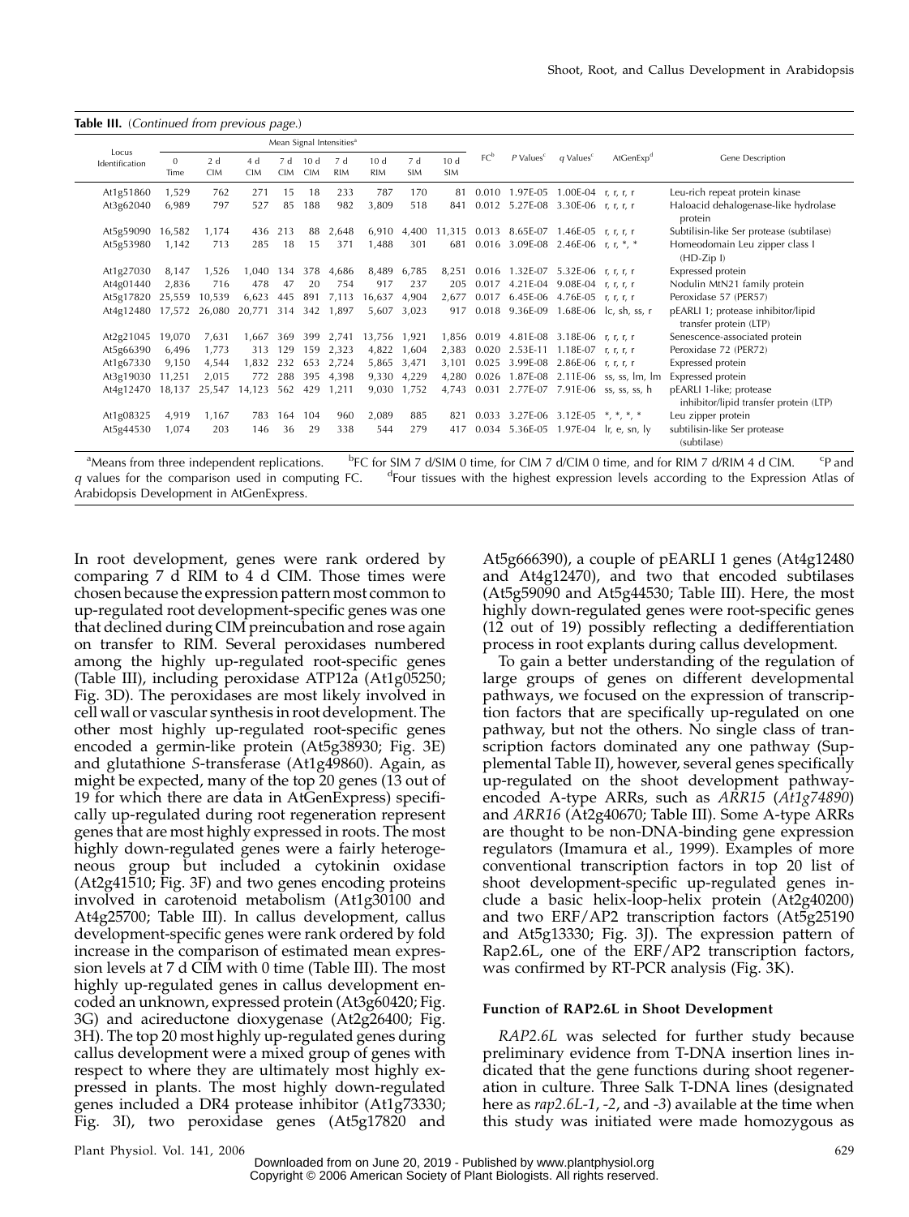**Table III.** (*Continued from previous page.*)

| Locus Identification | Mean Signal Intensities[a] | | | | | | | | | FC[b] | P Values[c] | q Values[c] | AtGenExp[d] | Gene Description |
|---|---|---|---|---|---|---|---|---|---|---|---|---|---|---|
| | 0 Time | 2 d CIM | 4 d CIM | 7 d CIM | 10 d CIM | 7 d RIM | 10 d RIM | 7 d SIM | 10 d SIM | | | | | |
| At1g51860 | 1,529 | 762 | 271 | 15 | 18 | 233 | 787 | 170 | 81 | 0.010 | 1.97E-05 | 1.00E-04 | r, r, r, r | Leu-rich repeat protein kinase |
| At3g62040 | 6,989 | 797 | 527 | 85 | 188 | 982 | 3,809 | 518 | 841 | 0.012 | 5.27E-08 | 3.30E-06 | r, r, r, r | Haloacid dehalogenase-like hydrolase protein |
| At5g59090 | 16,582 | 1,174 | 436 | 213 | 88 | 2,648 | 6,910 | 4,400 | 11,315 | 0.013 | 8.65E-07 | 1.46E-05 | r, r, r, r | Subtilisin-like Ser protease (subtilase) |
| At5g53980 | 1,142 | 713 | 285 | 18 | 15 | 371 | 1,488 | 301 | 681 | 0.016 | 3.09E-08 | 2.46E-06 | r, r, *, * | Homeodomain Leu zipper class I (HD-Zip I) |
| At1g27030 | 8,147 | 1,526 | 1,040 | 134 | 378 | 4,686 | 8,489 | 6,785 | 8,251 | 0.016 | 1.32E-07 | 5.32E-06 | r, r, r, r | Expressed protein |
| At4g01440 | 2,836 | 716 | 478 | 47 | 20 | 754 | 917 | 237 | 205 | 0.017 | 4.21E-04 | 9.08E-04 | r, r, r, r | Nodulin MtN21 family protein |
| At5g17820 | 25,559 | 10,539 | 6,623 | 445 | 891 | 7,113 | 16,637 | 4,904 | 2,677 | 0.017 | 6.45E-06 | 4.76E-05 | r, r, r, r | Peroxidase 57 (PER57) |
| At4g12480 | 17,572 | 26,080 | 20,771 | 314 | 342 | 1,897 | 5,607 | 3,023 | 917 | 0.018 | 9.36E-09 | 1.68E-06 | lc, sh, ss, r | pEARLI 1; protease inhibitor/lipid transfer protein (LTP) |
| At2g21045 | 19,070 | 7,631 | 1,667 | 369 | 399 | 2,741 | 13,756 | 1,921 | 1,856 | 0.019 | 4.81E-08 | 3.18E-06 | r, r, r, r | Senescence-associated protein |
| At5g66390 | 6,496 | 1,773 | 313 | 129 | 159 | 2,323 | 4,822 | 1,604 | 2,383 | 0.020 | 2.53E-11 | 1.18E-07 | r, r, r, r | Peroxidase 72 (PER72) |
| At1g67330 | 9,150 | 4,544 | 1,832 | 232 | 653 | 2,724 | 5,865 | 3,471 | 3,101 | 0.025 | 3.99E-08 | 2.86E-06 | r, r, r, r | Expressed protein |
| At3g19030 | 11,251 | 2,015 | 772 | 288 | 395 | 4,398 | 9,330 | 4,229 | 4,280 | 0.026 | 1.87E-08 | 2.11E-06 | ss, ss, lm, lm | Expressed protein |
| At4g12470 | 18,137 | 25,547 | 14,123 | 562 | 429 | 1,211 | 9,030 | 1,752 | 4,743 | 0.031 | 2.77E-07 | 7.91E-06 | ss, ss, ss, h | pEARLI 1-like; protease inhibitor/lipid transfer protein (LTP) |
| At1g08325 | 4,919 | 1,167 | 783 | 164 | 104 | 960 | 2,089 | 885 | 821 | 0.033 | 3.27E-06 | 3.12E-05 | *, *, *, * | Leu zipper protein |
| At5g44530 | 1,074 | 203 | 146 | 36 | 29 | 338 | 544 | 279 | 417 | 0.034 | 5.36E-05 | 1.97E-04 | lr, e, sn, ly | subtilisin-like Ser protease (subtilase) |

[a]Means from three independent replications. [b]FC for SIM 7 d/SIM 0 time, for CIM 7 d/CIM 0 time, and for RIM 7 d/RIM 4 d CIM. [c]P and q values for the comparison used in computing FC. [d]Four tissues with the highest expression levels according to the Expression Atlas of Arabidopsis Development in AtGenExpress.

In root development, genes were rank ordered by comparing 7 d RIM to 4 d CIM. Those times were chosen because the expression pattern most common to up-regulated root development-specific genes was one that declined during CIM preincubation and rose again on transfer to RIM. Several peroxidases numbered among the highly up-regulated root-specific genes (Table III), including peroxidase ATP12a (At1g05250; Fig. 3D). The peroxidases are most likely involved in cell wall or vascular synthesis in root development. The other most highly up-regulated root-specific genes encoded a germin-like protein (At5g38930; Fig. 3E) and glutathione *S*-transferase (At1g49860). Again, as might be expected, many of the top 20 genes (13 out of 19 for which there are data in AtGenExpress) specifically up-regulated during root regeneration represent genes that are most highly expressed in roots. The most highly down-regulated genes were a fairly heterogeneous group but included a cytokinin oxidase (At2g41510; Fig. 3F) and two genes encoding proteins involved in carotenoid metabolism (At1g30100 and At4g25700; Table III). In callus development, callus development-specific genes were rank ordered by fold increase in the comparison of estimated mean expression levels at 7 d CIM with 0 time (Table III). The most highly up-regulated genes in callus development encoded an unknown, expressed protein (At3g60420; Fig. 3G) and acireductone dioxygenase (At2g26400; Fig. 3H). The top 20 most highly up-regulated genes during callus development were a mixed group of genes with respect to where they are ultimately most highly expressed in plants. The most highly down-regulated genes included a DR4 protease inhibitor (At1g73330; Fig. 3I), two peroxidase genes (At5g17820 and At5g666390), a couple of pEARLI 1 genes (At4g12480 and At4g12470), and two that encoded subtilases (At5g59090 and At5g44530; Table III). Here, the most highly down-regulated genes were root-specific genes (12 out of 19) possibly reflecting a dedifferentiation process in root explants during callus development.

To gain a better understanding of the regulation of large groups of genes on different developmental pathways, we focused on the expression of transcription factors that are specifically up-regulated on one pathway, but not the others. No single class of transcription factors dominated any one pathway (Supplemental Table II), however, several genes specifically up-regulated on the shoot development pathway-encoded A-type ARRs, such as *ARR15* (*At1g74890*) and *ARR16* (At2g40670; Table III). Some A-type ARRs are thought to be non-DNA-binding gene expression regulators (Imamura et al., 1999). Examples of more conventional transcription factors in top 20 list of shoot development-specific up-regulated genes include a basic helix-loop-helix protein (At2g40200) and two ERF/AP2 transcription factors (At5g25190 and At5g13330; Fig. 3J). The expression pattern of Rap2.6L, one of the ERF/AP2 transcription factors, was confirmed by RT-PCR analysis (Fig. 3K).

#### Function of RAP2.6L in Shoot Development

*RAP2.6L* was selected for further study because preliminary evidence from T-DNA insertion lines indicated that the gene functions during shoot regeneration in culture. Three Salk T-DNA lines (designated here as *rap2.6L-1*, *-2*, and *-3*) available at the time when this study was initiated were made homozygous as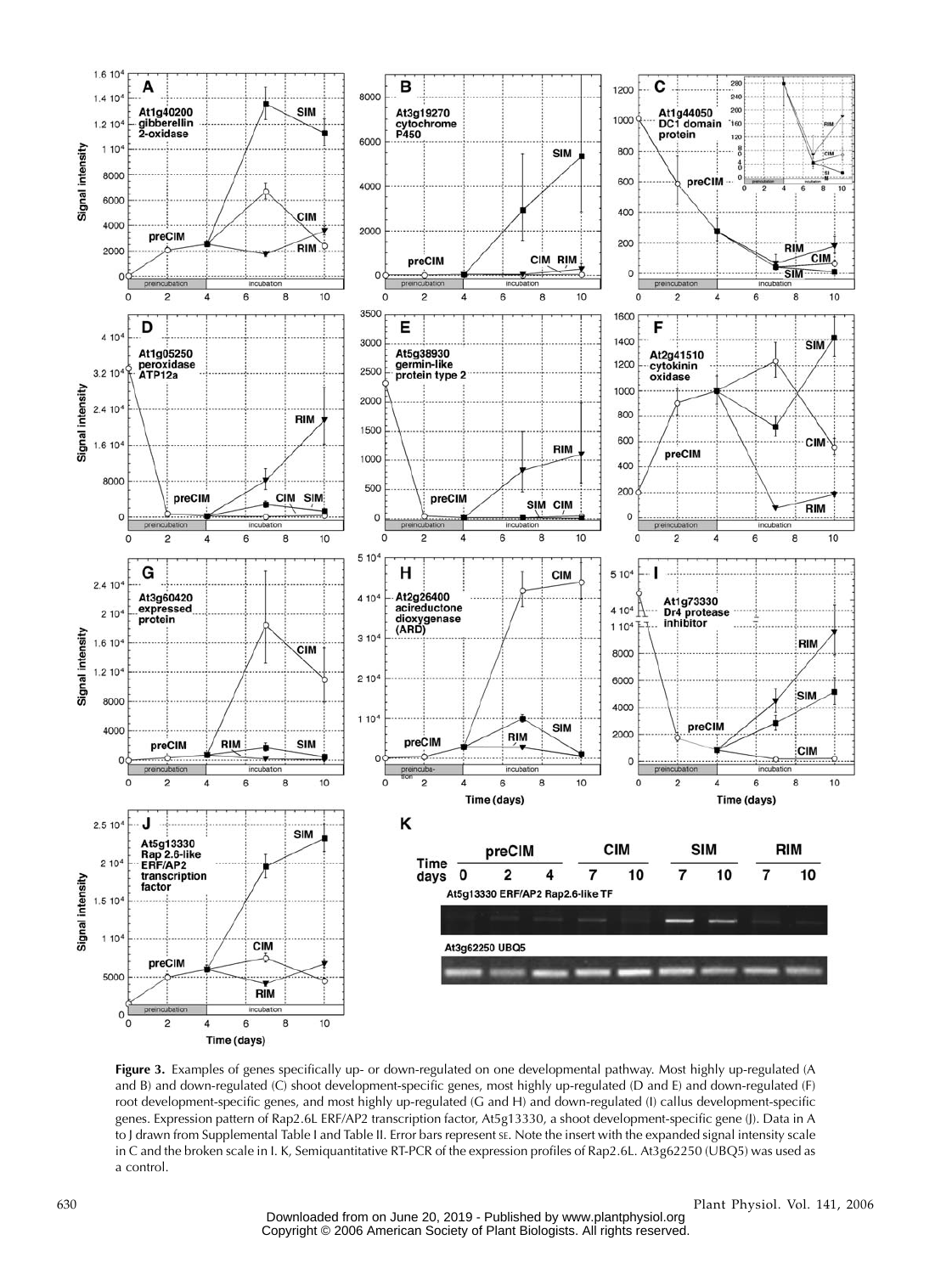**Figure 3.** Examples of genes specifically up- or down-regulated on one developmental pathway. Most highly up-regulated (A and B) and down-regulated (C) shoot development-specific genes, most highly up-regulated (D and E) and down-regulated (F) root development-specific genes, and most highly up-regulated (G and H) and down-regulated (I) callus development-specific genes. Expression pattern of Rap2.6L ERF/AP2 transcription factor, At5g13330, a shoot development-specific gene (J). Data in A to J drawn from Supplemental Table I and Table II. Error bars represent SE. Note the insert with the expanded signal intensity scale in C and the broken scale in I. K, Semiquantitative RT-PCR of the expression profiles of Rap2.6L. At3g62250 (UBQ5) was used as a control.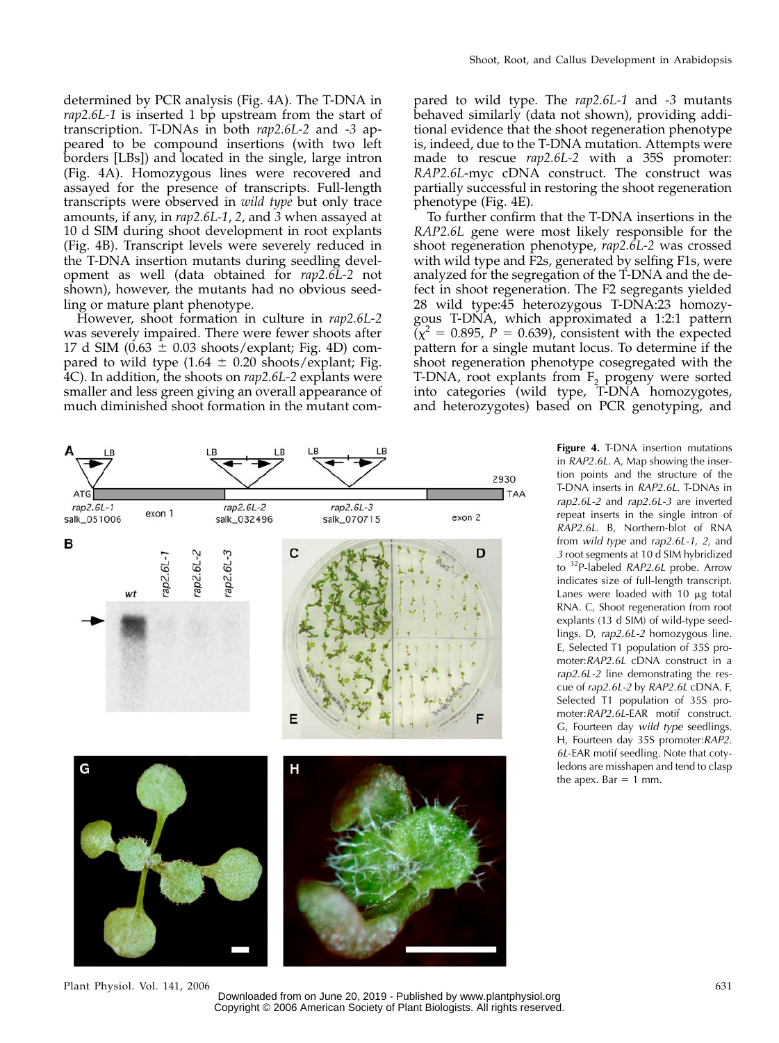determined by PCR analysis (Fig. 4A). The T-DNA in *rap2.6L-1* is inserted 1 bp upstream from the start of transcription. T-DNAs in both *rap2.6L-2* and *-3* appeared to be compound insertions (with two left borders [LBs]) and located in the single, large intron (Fig. 4A). Homozygous lines were recovered and assayed for the presence of transcripts. Full-length transcripts were observed in *wild type* but only trace amounts, if any, in *rap2.6L-1*, *2*, and *3* when assayed at 10 d SIM during shoot development in root explants (Fig. 4B). Transcript levels were severely reduced in the T-DNA insertion mutants during seedling development as well (data obtained for *rap2.6L-2* not shown), however, the mutants had no obvious seedling or mature plant phenotype.

However, shoot formation in culture in *rap2.6L-2* was severely impaired. There were fewer shoots after 17 d SIM (0.63 ± 0.03 shoots/explant; Fig. 4D) compared to wild type (1.64 ± 0.20 shoots/explant; Fig. 4C). In addition, the shoots on *rap2.6L-2* explants were smaller and less green giving an overall appearance of much diminished shoot formation in the mutant compared to wild type. The *rap2.6L-1* and *-3* mutants behaved similarly (data not shown), providing additional evidence that the shoot regeneration phenotype is, indeed, due to the T-DNA mutation. Attempts were made to rescue *rap2.6L-2* with a 35S promoter: *RAP2.6L*-myc cDNA construct. The construct was partially successful in restoring the shoot regeneration phenotype (Fig. 4E).

To further confirm that the T-DNA insertions in the *RAP2.6L* gene were most likely responsible for the shoot regeneration phenotype, *rap2.6L-2* was crossed with wild type and F2s, generated by selfing F1s, were analyzed for the segregation of the T-DNA and the defect in shoot regeneration. The F2 segregants yielded 28 wild type:45 heterozygous T-DNA:23 homozygous T-DNA, which approximated a 1:2:1 pattern ($\chi^2$ = 0.895, $P$ = 0.639), consistent with the expected pattern for a single mutant locus. To determine if the shoot regeneration phenotype cosegregated with the T-DNA, root explants from $F_2$ progeny were sorted into categories (wild type, T-DNA homozygotes, and heterozygotes) based on PCR genotyping, and

**Figure 4.** T-DNA insertion mutations in *RAP2.6L*. A, Map showing the insertion points and the structure of the T-DNA inserts in *RAP2.6L*. T-DNAs in *rap2.6L-2* and *rap2.6L-3* are inverted repeat inserts in the single intron of *RAP2.6L*. B, Northern-blot of RNA from *wild type* and *rap2.6L-1*, *2*, and *3* root segments at 10 d SIM hybridized to $^{32}$P-labeled *RAP2.6L* probe. Arrow indicates size of full-length transcript. Lanes were loaded with 10 μg total RNA. C, Shoot regeneration from root explants (13 d SIM) of wild-type seedlings. D, *rap2.6L-2* homozygous line. E, Selected T1 population of 35S promoter:*RAP2.6L* cDNA construct in a *rap2.6L-2* line demonstrating the rescue of *rap2.6L-2* by *RAP2.6L* cDNA. F, Selected T1 population of 35S promoter:*RAP2.6L*-EAR motif construct. G, Fourteen day *wild type* seedlings. H, Fourteen day 35S promoter:*RAP2.6L*-EAR motif seedling. Note that cotyledons are misshapen and tend to clasp the apex. Bar = 1 mm.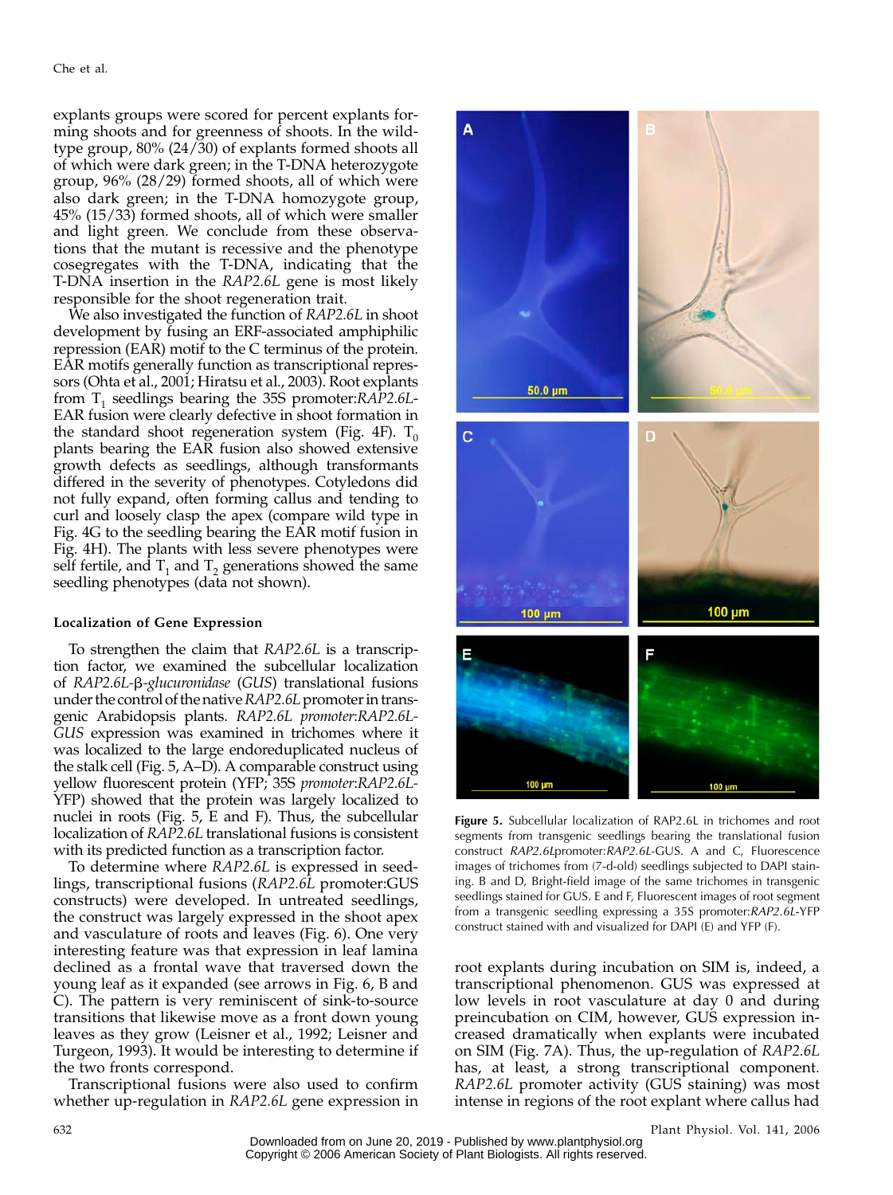explants groups were scored for percent explants forming shoots and for greenness of shoots. In the wild-type group, 80% (24/30) of explants formed shoots all of which were dark green; in the T-DNA heterozygote group, 96% (28/29) formed shoots, all of which were also dark green; in the T-DNA homozygote group, 45% (15/33) formed shoots, all of which were smaller and light green. We conclude from these observations that the mutant is recessive and the phenotype cosegregates with the T-DNA, indicating that the T-DNA insertion in the *RAP2.6L* gene is most likely responsible for the shoot regeneration trait.

We also investigated the function of *RAP2.6L* in shoot development by fusing an ERF-associated amphiphilic repression (EAR) motif to the C terminus of the protein. EAR motifs generally function as transcriptional repressors (Ohta et al., 2001; Hiratsu et al., 2003). Root explants from $T_1$ seedlings bearing the 35S promoter:*RAP2.6L*-EAR fusion were clearly defective in shoot formation in the standard shoot regeneration system (Fig. 4F). $T_0$ plants bearing the EAR fusion also showed extensive growth defects as seedlings, although transformants differed in the severity of phenotypes. Cotyledons did not fully expand, often forming callus and tending to curl and loosely clasp the apex (compare wild type in Fig. 4G to the seedling bearing the EAR motif fusion in Fig. 4H). The plants with less severe phenotypes were self fertile, and $T_1$ and $T_2$ generations showed the same seedling phenotypes (data not shown).

### Localization of Gene Expression

To strengthen the claim that *RAP2.6L* is a transcription factor, we examined the subcellular localization of *RAP2.6L*-β-*glucuronidase* (*GUS*) translational fusions under the control of the native *RAP2.6L* promoter in transgenic Arabidopsis plants. *RAP2.6L promoter*:*RAP2.6L*-*GUS* expression was examined in trichomes where it was localized to the large endoreduplicated nucleus of the stalk cell (Fig. 5, A–D). A comparable construct using yellow fluorescent protein (YFP; 35S *promoter*:*RAP2.6L*-YFP) showed that the protein was largely localized to nuclei in roots (Fig. 5, E and F). Thus, the subcellular localization of *RAP2.6L* translational fusions is consistent with its predicted function as a transcription factor.

To determine where *RAP2.6L* is expressed in seedlings, transcriptional fusions (*RAP2.6L* promoter:GUS constructs) were developed. In untreated seedlings, the construct was largely expressed in the shoot apex and vasculature of roots and leaves (Fig. 6). One very interesting feature was that expression in leaf lamina declined as a frontal wave that traversed down the young leaf as it expanded (see arrows in Fig. 6, B and C). The pattern is very reminiscent of sink-to-source transitions that likewise move as a front down young leaves as they grow (Leisner et al., 1992; Leisner and Turgeon, 1993). It would be interesting to determine if the two fronts correspond.

Transcriptional fusions were also used to confirm whether up-regulation in *RAP2.6L* gene expression in root explants during incubation on SIM is, indeed, a transcriptional phenomenon. GUS was expressed at low levels in root vasculature at day 0 and during preincubation on CIM, however, GUS expression increased dramatically when explants were incubated on SIM (Fig. 7A). Thus, the up-regulation of *RAP2.6L* has, at least, a strong transcriptional component. *RAP2.6L* promoter activity (GUS staining) was most intense in regions of the root explant where callus had

**Figure 5.** Subcellular localization of RAP2.6L in trichomes and root segments from transgenic seedlings bearing the translational fusion construct *RAP2.6L*promoter:*RAP2.6L*-GUS. A and C, Fluorescence images of trichomes from (7-d-old) seedlings subjected to DAPI staining. B and D, Bright-field image of the same trichomes in transgenic seedlings stained for GUS. E and F, Fluorescent images of root segment from a transgenic seedling expressing a 35S promoter:*RAP2.6L*-YFP construct stained with and visualized for DAPI (E) and YFP (F).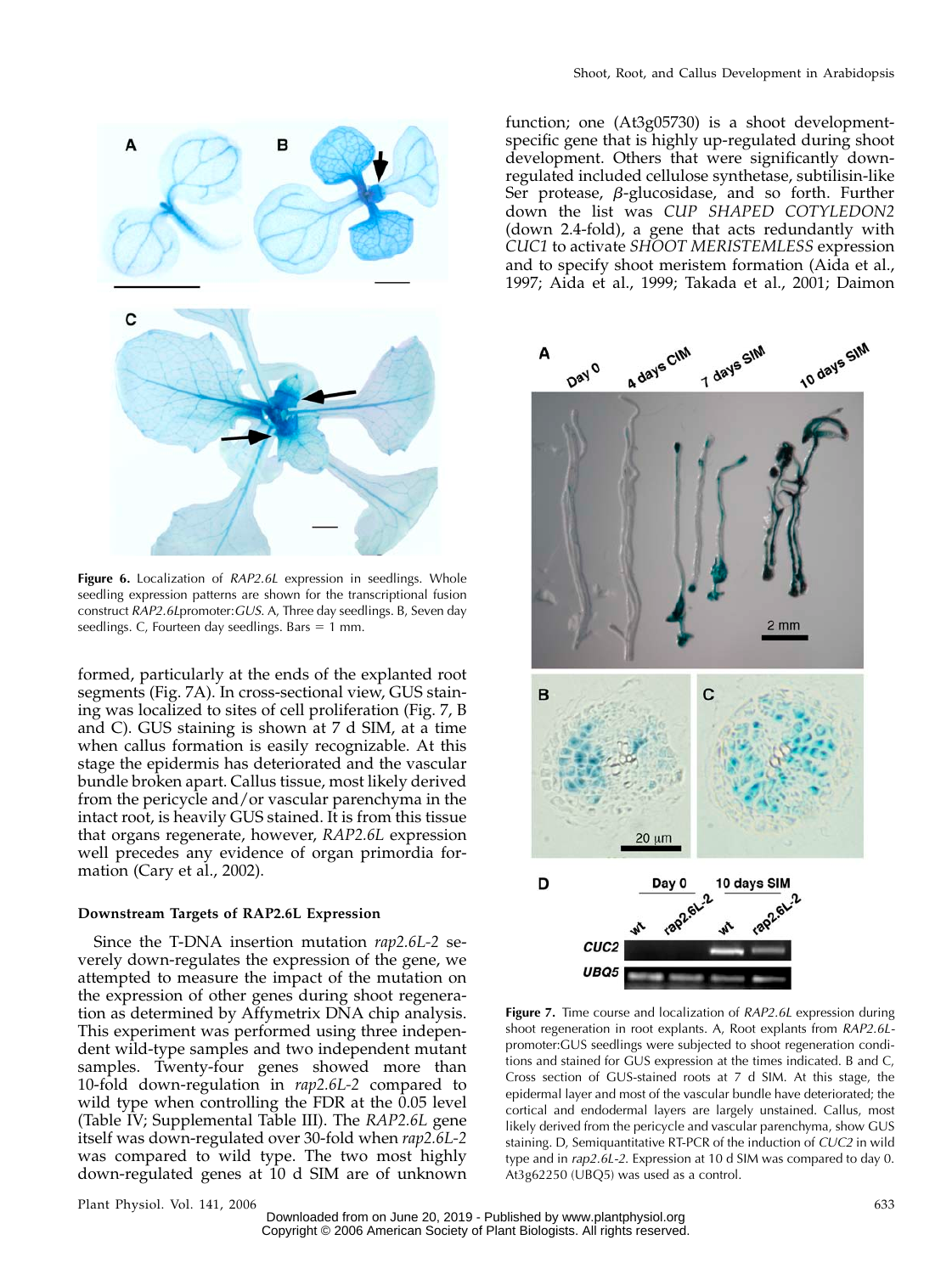Figure 6. Localization of *RAP2.6L* expression in seedlings. Whole seedling expression patterns are shown for the transcriptional fusion construct *RAP2.6L*promoter:*GUS*. A, Three day seedlings. B, Seven day seedlings. C, Fourteen day seedlings. Bars = 1 mm.

formed, particularly at the ends of the explanted root segments (Fig. 7A). In cross-sectional view, GUS staining was localized to sites of cell proliferation (Fig. 7, B and C). GUS staining is shown at 7 d SIM, at a time when callus formation is easily recognizable. At this stage the epidermis has deteriorated and the vascular bundle broken apart. Callus tissue, most likely derived from the pericycle and/or vascular parenchyma in the intact root, is heavily GUS stained. It is from this tissue that organs regenerate, however, *RAP2.6L* expression well precedes any evidence of organ primordia formation (Cary et al., 2002).

### Downstream Targets of RAP2.6L Expression

Since the T-DNA insertion mutation *rap2.6L-2* severely down-regulates the expression of the gene, we attempted to measure the impact of the mutation on the expression of other genes during shoot regeneration as determined by Affymetrix DNA chip analysis. This experiment was performed using three independent wild-type samples and two independent mutant samples. Twenty-four genes showed more than 10-fold down-regulation in *rap2.6L-2* compared to wild type when controlling the FDR at the 0.05 level (Table IV; Supplemental Table III). The *RAP2.6L* gene itself was down-regulated over 30-fold when *rap2.6L-2* was compared to wild type. The two most highly down-regulated genes at 10 d SIM are of unknown function; one (At3g05730) is a shoot development-specific gene that is highly up-regulated during shoot development. Others that were significantly down-regulated included cellulose synthetase, subtilisin-like Ser protease, β-glucosidase, and so forth. Further down the list was *CUP SHAPED COTYLEDON2* (down 2.4-fold), a gene that acts redundantly with *CUC1* to activate *SHOOT MERISTEMLESS* expression and to specify shoot meristem formation (Aida et al., 1997; Aida et al., 1999; Takada et al., 2001; Daimon

Figure 7. Time course and localization of *RAP2.6L* expression during shoot regeneration in root explants. A, Root explants from *RAP2.6L*-promoter:GUS seedlings were subjected to shoot regeneration conditions and stained for GUS expression at the times indicated. B and C, Cross section of GUS-stained roots at 7 d SIM. At this stage, the epidermal layer and most of the vascular bundle have deteriorated; the cortical and endodermal layers are largely unstained. Callus, most likely derived from the pericycle and vascular parenchyma, show GUS staining. D, Semiquantitative RT-PCR of the induction of *CUC2* in wild type and in *rap2.6L-2*. Expression at 10 d SIM was compared to day 0. At3g62250 (UBQ5) was used as a control.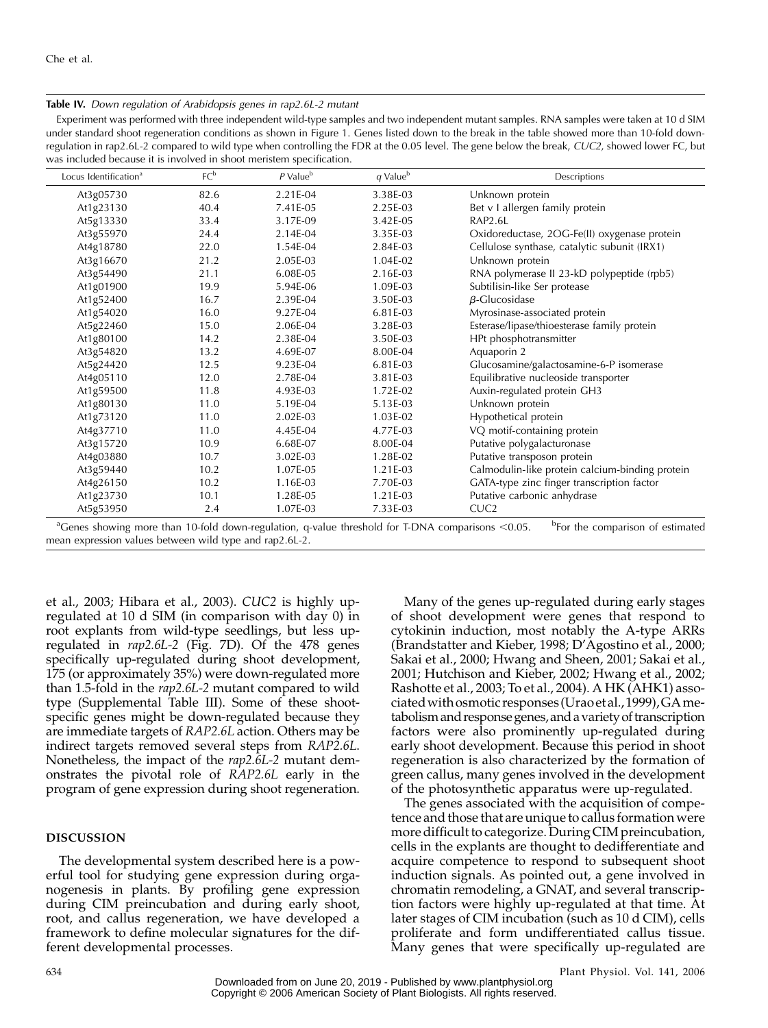**Table IV.** *Down regulation of Arabidopsis genes in rap2.6L-2 mutant*

Experiment was performed with three independent wild-type samples and two independent mutant samples. RNA samples were taken at 10 d SIM under standard shoot regeneration conditions as shown in Figure 1. Genes listed down to the break in the table showed more than 10-fold down-regulation in rap2.6L-2 compared to wild type when controlling the FDR at the 0.05 level. The gene below the break, *CUC2*, showed lower FC, but was included because it is involved in shoot meristem specification.

| Locus Identification[a] | FC[b] | *P* Value[b] | *q* Value[b] | Descriptions |
|---|---|---|---|---|
| At3g05730 | 82.6 | 2.21E-04 | 3.38E-03 | Unknown protein |
| At1g23130 | 40.4 | 7.41E-05 | 2.25E-03 | Bet v I allergen family protein |
| At5g13330 | 33.4 | 3.17E-09 | 3.42E-05 | RAP2.6L |
| At3g55970 | 24.4 | 2.14E-04 | 3.35E-03 | Oxidoreductase, 2OG-Fe(II) oxygenase protein |
| At4g18780 | 22.0 | 1.54E-04 | 2.84E-03 | Cellulose synthase, catalytic subunit (IRX1) |
| At3g16670 | 21.2 | 2.05E-03 | 1.04E-02 | Unknown protein |
| At3g54490 | 21.1 | 6.08E-05 | 2.16E-03 | RNA polymerase II 23-kD polypeptide (rpb5) |
| At1g01900 | 19.9 | 5.94E-06 | 1.09E-03 | Subtilisin-like Ser protease |
| At1g52400 | 16.7 | 2.39E-04 | 3.50E-03 | β-Glucosidase |
| At1g54020 | 16.0 | 9.27E-04 | 6.81E-03 | Myrosinase-associated protein |
| At5g22460 | 15.0 | 2.06E-04 | 3.28E-03 | Esterase/lipase/thioesterase family protein |
| At1g80100 | 14.2 | 2.38E-04 | 3.50E-03 | HPt phosphotransmitter |
| At3g54820 | 13.2 | 4.69E-07 | 8.00E-04 | Aquaporin 2 |
| At5g24420 | 12.5 | 9.23E-04 | 6.81E-03 | Glucosamine/galactosamine-6-P isomerase |
| At4g05110 | 12.0 | 2.78E-04 | 3.81E-03 | Equilibrative nucleoside transporter |
| At1g59500 | 11.8 | 4.93E-03 | 1.72E-02 | Auxin-regulated protein GH3 |
| At1g80130 | 11.0 | 5.19E-04 | 5.13E-03 | Unknown protein |
| At1g73120 | 11.0 | 2.02E-03 | 1.03E-02 | Hypothetical protein |
| At4g37710 | 11.0 | 4.45E-04 | 4.77E-03 | VQ motif-containing protein |
| At3g15720 | 10.9 | 6.68E-07 | 8.00E-04 | Putative polygalacturonase |
| At4g03880 | 10.7 | 3.02E-03 | 1.28E-02 | Putative transposon protein |
| At3g59440 | 10.2 | 1.07E-05 | 1.21E-03 | Calmodulin-like protein calcium-binding protein |
| At4g26150 | 10.2 | 1.16E-03 | 7.70E-03 | GATA-type zinc finger transcription factor |
| At1g23730 | 10.1 | 1.28E-05 | 1.21E-03 | Putative carbonic anhydrase |
| At5g53950 | 2.4 | 1.07E-03 | 7.33E-03 | CUC2 |

[a]Genes showing more than 10-fold down-regulation, q-value threshold for T-DNA comparisons <0.05. [b]For the comparison of estimated mean expression values between wild type and rap2.6L-2.

et al., 2003; Hibara et al., 2003). *CUC2* is highly up-regulated at 10 d SIM (in comparison with day 0) in root explants from wild-type seedlings, but less up-regulated in *rap2.6L-2* (Fig. 7D). Of the 478 genes specifically up-regulated during shoot development, 175 (or approximately 35%) were down-regulated more than 1.5-fold in the *rap2.6L-2* mutant compared to wild type (Supplemental Table III). Some of these shoot-specific genes might be down-regulated because they are immediate targets of *RAP2.6L* action. Others may be indirect targets removed several steps from *RAP2.6L*. Nonetheless, the impact of the *rap2.6L-2* mutant demonstrates the pivotal role of *RAP2.6L* early in the program of gene expression during shoot regeneration.

## DISCUSSION

The developmental system described here is a powerful tool for studying gene expression during organogenesis in plants. By profiling gene expression during CIM preincubation and during early shoot, root, and callus regeneration, we have developed a framework to define molecular signatures for the different developmental processes.

Many of the genes up-regulated during early stages of shoot development were genes that respond to cytokinin induction, most notably the A-type ARRs (Brandstatter and Kieber, 1998; D'Agostino et al., 2000; Sakai et al., 2000; Hwang and Sheen, 2001; Sakai et al., 2001; Hutchison and Kieber, 2002; Hwang et al., 2002; Rashotte et al., 2003; To et al., 2004). A HK (AHK1) associated with osmotic responses (Urao et al., 1999), GA metabolism and response genes, and a variety of transcription factors were also prominently up-regulated during early shoot development. Because this period in shoot regeneration is also characterized by the formation of green callus, many genes involved in the development of the photosynthetic apparatus were up-regulated.

The genes associated with the acquisition of competence and those that are unique to callus formation were more difficult to categorize. During CIM preincubation, cells in the explants are thought to dedifferentiate and acquire competence to respond to subsequent shoot induction signals. As pointed out, a gene involved in chromatin remodeling, a GNAT, and several transcription factors were highly up-regulated at that time. At later stages of CIM incubation (such as 10 d CIM), cells proliferate and form undifferentiated callus tissue. Many genes that were specifically up-regulated are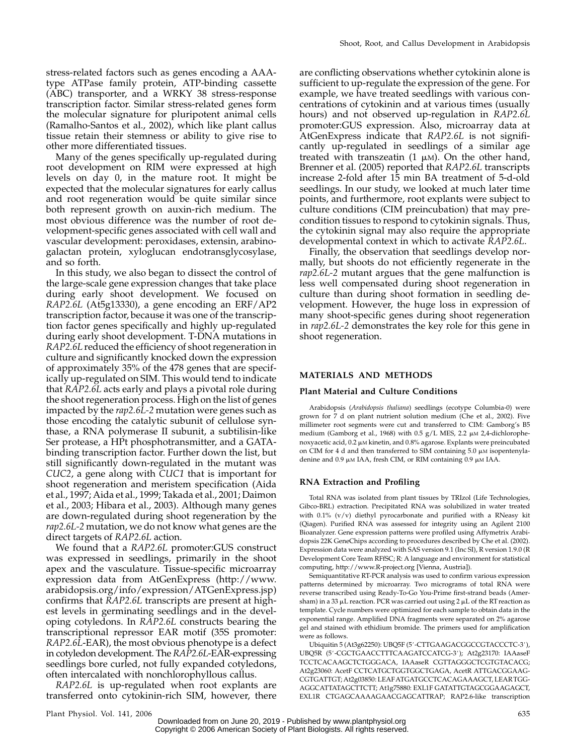stress-related factors such as genes encoding a AAA-type ATPase family protein, ATP-binding cassette (ABC) transporter, and a WRKY 38 stress-response transcription factor. Similar stress-related genes form the molecular signature for pluripotent animal cells (Ramalho-Santos et al., 2002), which like plant callus tissue retain their stemness or ability to give rise to other more differentiated tissues.

Many of the genes specifically up-regulated during root development on RIM were expressed at high levels on day 0, in the mature root. It might be expected that the molecular signatures for early callus and root regeneration would be quite similar since both represent growth on auxin-rich medium. The most obvious difference was the number of root development-specific genes associated with cell wall and vascular development: peroxidases, extensin, arabinogalactan protein, xyloglucan endotransglycosylase, and so forth.

In this study, we also began to dissect the control of the large-scale gene expression changes that take place during early shoot development. We focused on *RAP2.6L* (At5g13330), a gene encoding an ERF/AP2 transcription factor, because it was one of the transcription factor genes specifically and highly up-regulated during early shoot development. T-DNA mutations in *RAP2.6L* reduced the efficiency of shoot regeneration in culture and significantly knocked down the expression of approximately 35% of the 478 genes that are specifically up-regulated on SIM. This would tend to indicate that *RAP2.6L* acts early and plays a pivotal role during the shoot regeneration process. High on the list of genes impacted by the *rap2.6L-2* mutation were genes such as those encoding the catalytic subunit of cellulose synthase, a RNA polymerase II subunit, a subtilisin-like Ser protease, a HPt phosphotransmitter, and a GATA-binding transcription factor. Further down the list, but still significantly down-regulated in the mutant was *CUC2*, a gene along with *CUC1* that is important for shoot regeneration and meristem specification (Aida et al., 1997; Aida et al., 1999; Takada et al., 2001; Daimon et al., 2003; Hibara et al., 2003). Although many genes are down-regulated during shoot regeneration by the *rap2.6L-2* mutation, we do not know what genes are the direct targets of *RAP2.6L* action.

We found that a *RAP2.6L* promoter:GUS construct was expressed in seedlings, primarily in the shoot apex and the vasculature. Tissue-specific microarray expression data from AtGenExpress (http://www.arabidopsis.org/info/expression/ATGenExpress.jsp) confirms that *RAP2.6L* transcripts are present at highest levels in germinating seedlings and in the developing cotyledons. In *RAP2.6L* constructs bearing the transcriptional repressor EAR motif (35S promoter: *RAP2.6L*-EAR), the most obvious phenotype is a defect in cotyledon development. The *RAP2.6L*-EAR-expressing seedlings bore curled, not fully expanded cotyledons, often intercalated with nonchlorophyllous callus.

*RAP2.6L* is up-regulated when root explants are transferred onto cytokinin-rich SIM, however, there are conflicting observations whether cytokinin alone is sufficient to up-regulate the expression of the gene. For example, we have treated seedlings with various concentrations of cytokinin and at various times (usually hours) and not observed up-regulation in *RAP2.6L* promoter:GUS expression. Also, microarray data at AtGenExpress indicate that *RAP2.6L* is not significantly up-regulated in seedlings of a similar age treated with transzeatin (1 $\mu$M). On the other hand, Brenner et al. (2005) reported that *RAP2.6L* transcripts increase 2-fold after 15 min BA treatment of 5-d-old seedlings. In our study, we looked at much later time points, and furthermore, root explants were subject to culture conditions (CIM preincubation) that may precondition tissues to respond to cytokinin signals. Thus, the cytokinin signal may also require the appropriate developmental context in which to activate *RAP2.6L*.

Finally, the observation that seedlings develop normally, but shoots do not efficiently regenerate in the *rap2.6L-2* mutant argues that the gene malfunction is less well compensated during shoot regeneration in culture than during shoot formation in seedling development. However, the huge loss in expression of many shoot-specific genes during shoot regeneration in *rap2.6L-2* demonstrates the key role for this gene in shoot regeneration.

## MATERIALS AND METHODS

### Plant Material and Culture Conditions

Arabidopsis (*Arabidopsis thaliana*) seedlings (ecotype Columbia-0) were grown for 7 d on plant nutrient solution medium (Che et al., 2002). Five millimeter root segments were cut and transferred to CIM: Gamborg's B5 medium (Gamborg et al., 1968) with 0.5 g/L MES, 2.2 $\mu$M 2,4-dichlorophenoxyacetic acid, 0.2 $\mu$M kinetin, and 0.8% agarose. Explants were preincubated on CIM for 4 d and then transferred to SIM containing 5.0 $\mu$M isopentenyladenine and 0.9 $\mu$M IAA, fresh CIM, or RIM containing 0.9 $\mu$M IAA.

### RNA Extraction and Profiling

Total RNA was isolated from plant tissues by TRIzol (Life Technologies, Gibco-BRL) extraction. Precipitated RNA was solubilized in water treated with 0.1% (v/v) diethyl pyrocarbonate and purified with a RNeasy kit (Qiagen). Purified RNA was assessed for integrity using an Agilent 2100 Bioanalyzer. Gene expression patterns were profiled using Affymetrix Arabidopsis 22K GeneChips according to procedures described by Che et al. (2002). Expression data were analyzed with SAS version 9.1 (Inc SI), R version 1.9.0 (R Development Core Team RFfSC; R: A language and environment for statistical computing, http://www.R-project.org [Vienna, Austria]).

Semiquantitative RT-PCR analysis was used to confirm various expression patterns determined by microarray. Two micrograms of total RNA were reverse transcribed using Ready-To-Go You-Prime first-strand beads (Amersham) in a 33 $\mu$L reaction. PCR was carried out using 2 $\mu$L of the RT reaction as template. Cycle numbers were optimized for each sample to obtain data in the exponential range. Amplified DNA fragments were separated on 2% agarose gel and stained with ethidium bromide. The primers used for amplification were as follows.

Ubiquitin 5 (At3g62250): UBQ5F (5′-CTTGAAGACGGCCGTACCCTC-3′), UBQ5R (5′-CGCTGAACCTTTCAAGATCCATCG-3′); At2g23170: IAAaseF TCCTCACAAGCTCTGGGACA, IAAaseR CGTTAGGGCTCGTGTACACG; At2g23060: AcetF CCTCATGCTGGTGGCTGAGA, AcetR ATTGACGGAAGCGTGATTGT; At2g03850: LEAF ATGATGCCTCACAGAAAGCT, LEAR TGGAGGCATTATAGCTTCTT; At1g75880: EXL1F GATATTGTAGCGGAAGAGCT, EXL1R CTGAGCAAAAGAACGAGCATTRAP; RAP2.6-like transcription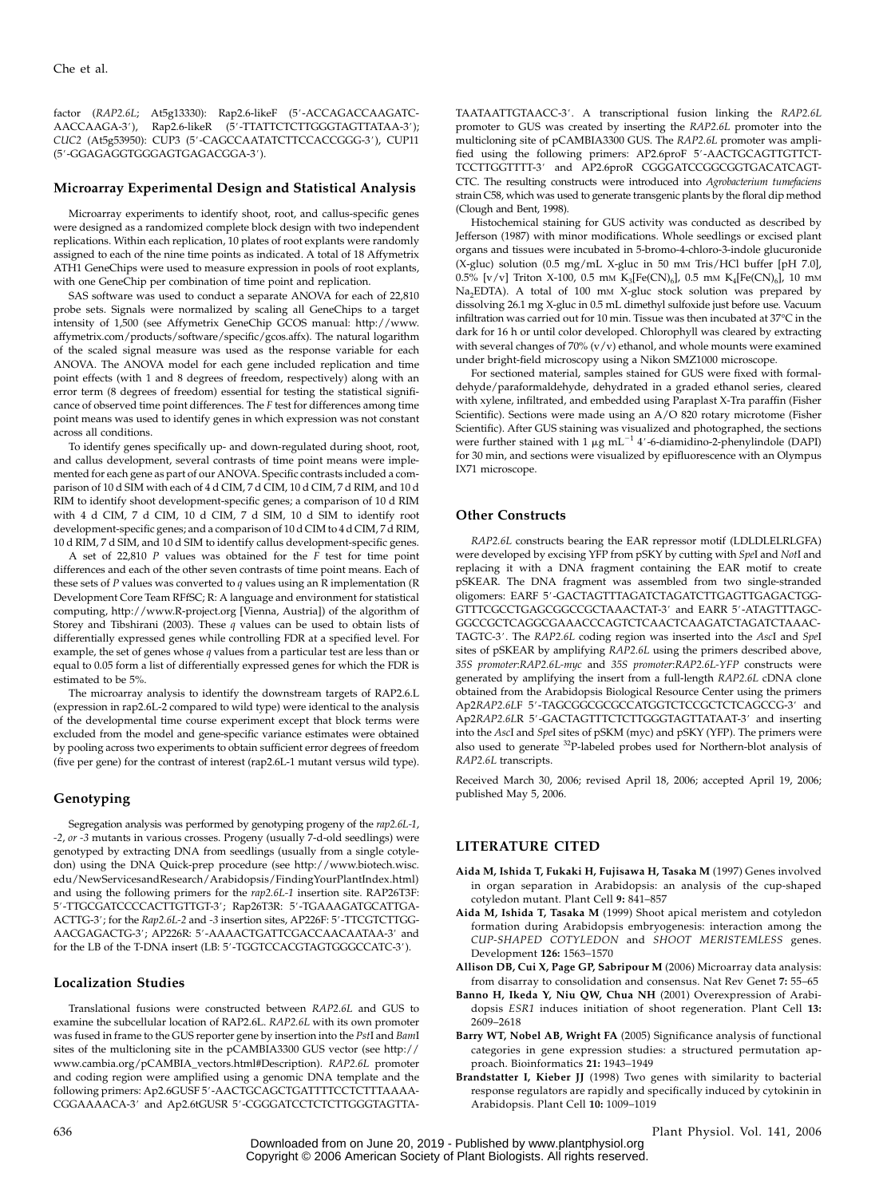factor (*RAP2.6L*; At5g13330): Rap2.6-likeF (5′-ACCAGACCAAGATC-AACCAAGA-3′), Rap2.6-likeR (5′-TTATTCTCTTGGGTAGTTATAA-3′); *CUC2* (At5g53950): CUP3 (5′-CAGCCAATATCTTCCACCGGG-3′), CUP11 (5′-GGAGAGGTGGGAGTGAGACGGA-3′).

## Microarray Experimental Design and Statistical Analysis

Microarray experiments to identify shoot, root, and callus-specific genes were designed as a randomized complete block design with two independent replications. Within each replication, 10 plates of root explants were randomly assigned to each of the nine time points as indicated. A total of 18 Affymetrix ATH1 GeneChips were used to measure expression in pools of root explants, with one GeneChip per combination of time point and replication.

SAS software was used to conduct a separate ANOVA for each of 22,810 probe sets. Signals were normalized by scaling all GeneChips to a target intensity of 1,500 (see Affymetrix GeneChip GCOS manual: http://www.affymetrix.com/products/software/specific/gcos.affx). The natural logarithm of the scaled signal measure was used as the response variable for each ANOVA. The ANOVA model for each gene included replication and time point effects (with 1 and 8 degrees of freedom, respectively) along with an error term (8 degrees of freedom) essential for testing the statistical significance of observed time point differences. The *F* test for differences among time point means was used to identify genes in which expression was not constant across all conditions.

To identify genes specifically up- and down-regulated during shoot, root, and callus development, several contrasts of time point means were implemented for each gene as part of our ANOVA. Specific contrasts included a comparison of 10 d SIM with each of 4 d CIM, 7 d CIM, 10 d CIM, 7 d RIM, and 10 d RIM to identify shoot development-specific genes; a comparison of 10 d RIM with 4 d CIM, 7 d CIM, 10 d CIM, 7 d SIM, 10 d SIM to identify root development-specific genes; and a comparison of 10 d CIM to 4 d CIM, 7 d RIM, 10 d RIM, 7 d SIM, and 10 d SIM to identify callus development-specific genes.

A set of 22,810 *P* values was obtained for the *F* test for time point differences and each of the other seven contrasts of time point means. Each of these sets of *P* values was converted to *q* values using an R implementation (R Development Core Team RFfSC; R: A language and environment for statistical computing, http://www.R-project.org [Vienna, Austria]) of the algorithm of Storey and Tibshirani (2003). These *q* values can be used to obtain lists of differentially expressed genes while controlling FDR at a specified level. For example, the set of genes whose *q* values from a particular test are less than or equal to 0.05 form a list of differentially expressed genes for which the FDR is estimated to be 5%.

The microarray analysis to identify the downstream targets of RAP2.6.L (expression in rap2.6L-2 compared to wild type) were identical to the analysis of the developmental time course experiment except that block terms were excluded from the model and gene-specific variance estimates were obtained by pooling across two experiments to obtain sufficient error degrees of freedom (five per gene) for the contrast of interest (rap2.6L-1 mutant versus wild type).

## Genotyping

Segregation analysis was performed by genotyping progeny of the *rap2.6L-1*, *-2*, *or -3* mutants in various crosses. Progeny (usually 7-d-old seedlings) were genotyped by extracting DNA from seedlings (usually from a single cotyledon) using the DNA Quick-prep procedure (see http://www.biotech.wisc.edu/NewServicesandResearch/Arabidopsis/FindingYourPlantIndex.html) and using the following primers for the *rap2.6L-1* insertion site. RAP26T3F: 5′-TTGCGATCCCCACTTGTTGT-3′; Rap26T3R: 5′-TGAAAGATGCATTGA-ACTTG-3′; for the *Rap2.6L-2* and *-3* insertion sites, AP226F: 5′-TTCGTCTTGG-AACGAGACTG-3′; AP226R: 5′-AAAACTGATTCGACCAACAATAA-3′ and for the LB of the T-DNA insert (LB: 5′-TGGTCCACGTAGTGGGCCATC-3′).

## Localization Studies

Translational fusions were constructed between *RAP2.6L* and GUS to examine the subcellular location of RAP2.6L. *RAP2.6L* with its own promoter was fused in frame to the GUS reporter gene by insertion into the *Pst*I and *Bam*I sites of the multicloning site in the pCAMBIA3300 GUS vector (see http://www.cambia.org/pCAMBIA_vectors.html#Description). *RAP2.6L* promoter and coding region were amplified using a genomic DNA template and the following primers: Ap2.6GUSF 5′-AACTGCAGCTGATTTTCCTCTTTAAAA-CGGAAAACA-3′ and Ap2.6tGUSR 5′-CGGGATCCTCTCTTGGGTAGTTA-TAATAATTGTAACC-3′. A transcriptional fusion linking the *RAP2.6L* promoter to GUS was created by inserting the *RAP2.6L* promoter into the multicloning site of pCAMBIA3300 GUS. The *RAP2.6L* promoter was amplified using the following primers: AP2.6proF 5′-AACTGCAGTTGTTCT-TCCTTGGTTTT-3′ and AP2.6proR CGGGATCCGGCGGTGACATCAGT-CTC. The resulting constructs were introduced into *Agrobacterium tumefaciens* strain C58, which was used to generate transgenic plants by the floral dip method (Clough and Bent, 1998).

Histochemical staining for GUS activity was conducted as described by Jefferson (1987) with minor modifications. Whole seedlings or excised plant organs and tissues were incubated in 5-bromo-4-chloro-3-indole glucuronide (X-gluc) solution (0.5 mg/mL X-gluc in 50 mM Tris/HCl buffer [pH 7.0], 0.5% [v/v] Triton X-100, 0.5 mM $K_3[Fe(CN)_6]$, 0.5 mM $K_4[Fe(CN)_6]$, 10 mM $Na_2EDTA$). A total of 100 mM X-gluc stock solution was prepared by dissolving 26.1 mg X-gluc in 0.5 mL dimethyl sulfoxide just before use. Vacuum infiltration was carried out for 10 min. Tissue was then incubated at 37°C in the dark for 16 h or until color developed. Chlorophyll was cleared by extracting with several changes of 70% (v/v) ethanol, and whole mounts were examined under bright-field microscopy using a Nikon SMZ1000 microscope.

For sectioned material, samples stained for GUS were fixed with formaldehyde/paraformaldehyde, dehydrated in a graded ethanol series, cleared with xylene, infiltrated, and embedded using Paraplast X-Tra paraffin (Fisher Scientific). Sections were made using an A/O 820 rotary microtome (Fisher Scientific). After GUS staining was visualized and photographed, the sections were further stained with 1 $\mu$g $mL^{-1}$ 4′-6-diamidino-2-phenylindole (DAPI) for 30 min, and sections were visualized by epifluorescence with an Olympus IX71 microscope.

## Other Constructs

*RAP2.6L* constructs bearing the EAR repressor motif (LDLDLELRLGFA) were developed by excising YFP from pSKY by cutting with *Spe*I and *Not*I and replacing it with a DNA fragment containing the EAR motif to create pSKEAR. The DNA fragment was assembled from two single-stranded oligomers: EARF 5′-GACTAGTTTAGATCTAGATCTTGAGTTGAGACTGG-GTTTCGCCTGAGCGGCCGCTAAACTAT-3′ and EARR 5′-ATAGTTTAGC-GGCCGCTCAGGCGAAACCCAGTCTCAACTCAAGATCTAGATCTAAAC-TAGTC-3′. The *RAP2.6L* coding region was inserted into the *Asc*I and *Spe*I sites of pSKEAR by amplifying *RAP2.6L* using the primers described above, *35S promoter*:*RAP2.6L-myc* and *35S promoter*:*RAP2.6L-YFP* constructs were generated by amplifying the insert from a full-length *RAP2.6L* cDNA clone obtained from the Arabidopsis Biological Resource Center using the primers Ap2*RAP2.6L*F 5′-TAGCGGCGCGCCATGGTCTCCGCTCTCAGCCG-3′ and Ap2*RAP2.6L*R 5′-GACTAGTTTCTCTTGGGTAGTTATAAT-3′ and inserting into the *Asc*I and *Spe*I sites of pSKM (myc) and pSKY (YFP). The primers were also used to generate $^{32}P$-labeled probes used for Northern-blot analysis of *RAP2.6L* transcripts.

Received March 30, 2006; revised April 18, 2006; accepted April 19, 2006; published May 5, 2006.

## LITERATURE CITED

**Aida M, Ishida T, Fukaki H, Fujisawa H, Tasaka M** (1997) Genes involved in organ separation in Arabidopsis: an analysis of the cup-shaped cotyledon mutant. Plant Cell **9:** 841–857

**Aida M, Ishida T, Tasaka M** (1999) Shoot apical meristem and cotyledon formation during Arabidopsis embryogenesis: interaction among the *CUP-SHAPED COTYLEDON* and *SHOOT MERISTEMLESS* genes. Development **126:** 1563–1570

**Allison DB, Cui X, Page GP, Sabripour M** (2006) Microarray data analysis: from disarray to consolidation and consensus. Nat Rev Genet **7:** 55–65

**Banno H, Ikeda Y, Niu QW, Chua NH** (2001) Overexpression of Arabidopsis *ESR1* induces initiation of shoot regeneration. Plant Cell **13:** 2609–2618

**Barry WT, Nobel AB, Wright FA** (2005) Significance analysis of functional categories in gene expression studies: a structured permutation approach. Bioinformatics **21:** 1943–1949

**Brandstatter I, Kieber JJ** (1998) Two genes with similarity to bacterial response regulators are rapidly and specifically induced by cytokinin in Arabidopsis. Plant Cell **10:** 1009–1019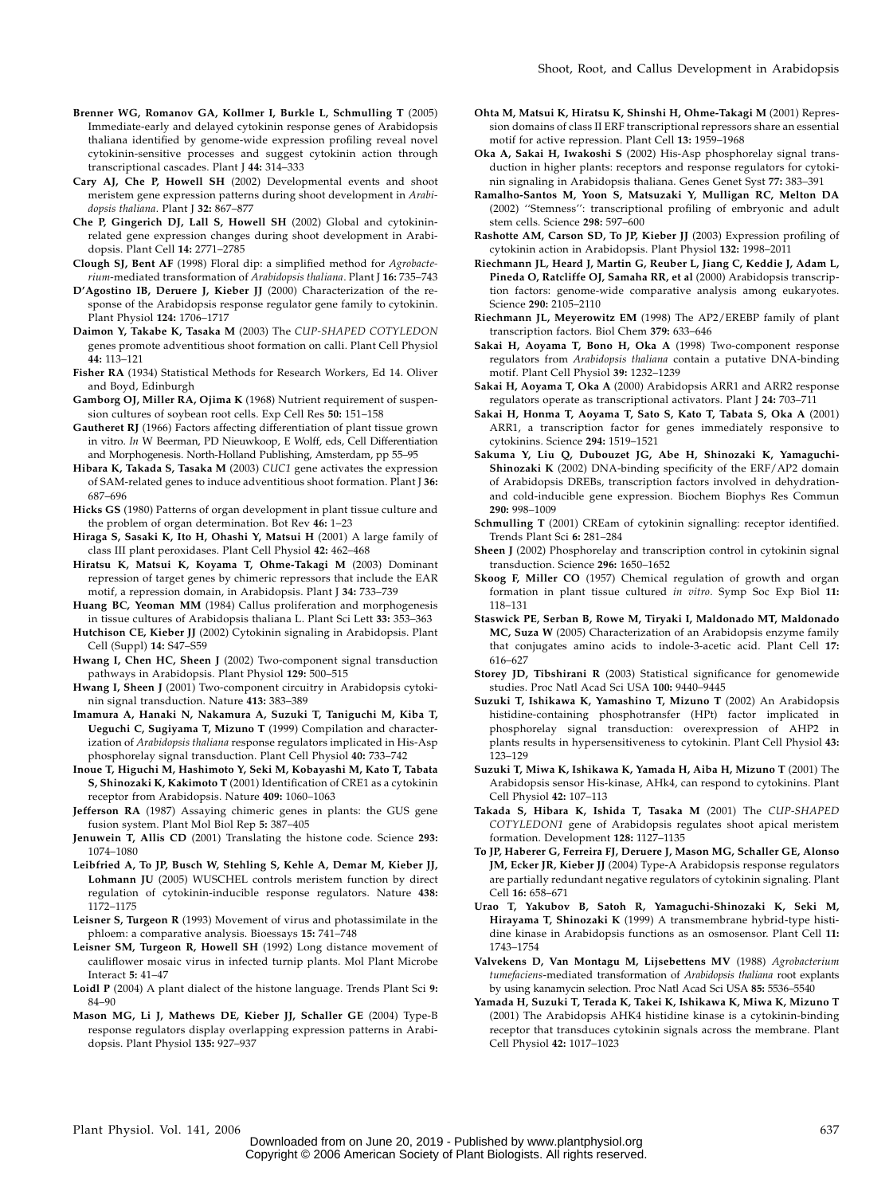**Brenner WG, Romanov GA, Kollmer I, Burkle L, Schmulling T** (2005) Immediate-early and delayed cytokinin response genes of Arabidopsis thaliana identified by genome-wide expression profiling reveal novel cytokinin-sensitive processes and suggest cytokinin action through transcriptional cascades. Plant J **44:** 314–333

**Cary AJ, Che P, Howell SH** (2002) Developmental events and shoot meristem gene expression patterns during shoot development in *Arabidopsis thaliana*. Plant J **32:** 867–877

**Che P, Gingerich DJ, Lall S, Howell SH** (2002) Global and cytokinin-related gene expression changes during shoot development in Arabidopsis. Plant Cell **14:** 2771–2785

**Clough SJ, Bent AF** (1998) Floral dip: a simplified method for *Agrobacterium*-mediated transformation of *Arabidopsis thaliana*. Plant J **16:** 735–743

**D'Agostino IB, Deruere J, Kieber JJ** (2000) Characterization of the response of the Arabidopsis response regulator gene family to cytokinin. Plant Physiol **124:** 1706–1717

**Daimon Y, Takabe K, Tasaka M** (2003) The *CUP-SHAPED COTYLEDON* genes promote adventitious shoot formation on calli. Plant Cell Physiol **44:** 113–121

**Fisher RA** (1934) Statistical Methods for Research Workers, Ed 14. Oliver and Boyd, Edinburgh

**Gamborg OJ, Miller RA, Ojima K** (1968) Nutrient requirement of suspension cultures of soybean root cells. Exp Cell Res **50:** 151–158

**Gautheret RJ** (1966) Factors affecting differentiation of plant tissue grown in vitro. *In* W Beerman, PD Nieuwkoop, E Wolff, eds, Cell Differentiation and Morphogenesis. North-Holland Publishing, Amsterdam, pp 55–95

**Hibara K, Takada S, Tasaka M** (2003) *CUC1* gene activates the expression of SAM-related genes to induce adventitious shoot formation. Plant J **36:** 687–696

**Hicks GS** (1980) Patterns of organ development in plant tissue culture and the problem of organ determination. Bot Rev **46:** 1–23

**Hiraga S, Sasaki K, Ito H, Ohashi Y, Matsui H** (2001) A large family of class III plant peroxidases. Plant Cell Physiol **42:** 462–468

**Hiratsu K, Matsui K, Koyama T, Ohme-Takagi M** (2003) Dominant repression of target genes by chimeric repressors that include the EAR motif, a repression domain, in Arabidopsis. Plant J **34:** 733–739

**Huang BC, Yeoman MM** (1984) Callus proliferation and morphogenesis in tissue cultures of Arabidopsis thaliana L. Plant Sci Lett **33:** 353–363

**Hutchison CE, Kieber JJ** (2002) Cytokinin signaling in Arabidopsis. Plant Cell (Suppl) **14:** S47–S59

**Hwang I, Chen HC, Sheen J** (2002) Two-component signal transduction pathways in Arabidopsis. Plant Physiol **129:** 500–515

**Hwang I, Sheen J** (2001) Two-component circuitry in Arabidopsis cytokinin signal transduction. Nature **413:** 383–389

**Imamura A, Hanaki N, Nakamura A, Suzuki T, Taniguchi M, Kiba T, Ueguchi C, Sugiyama T, Mizuno T** (1999) Compilation and characterization of *Arabidopsis thaliana* response regulators implicated in His-Asp phosphorelay signal transduction. Plant Cell Physiol **40:** 733–742

**Inoue T, Higuchi M, Hashimoto Y, Seki M, Kobayashi M, Kato T, Tabata S, Shinozaki K, Kakimoto T** (2001) Identification of CRE1 as a cytokinin receptor from Arabidopsis. Nature **409:** 1060–1063

**Jefferson RA** (1987) Assaying chimeric genes in plants: the GUS gene fusion system. Plant Mol Biol Rep **5:** 387–405

**Jenuwein T, Allis CD** (2001) Translating the histone code. Science **293:** 1074–1080

**Leibfried A, To JP, Busch W, Stehling S, Kehle A, Demar M, Kieber JJ, Lohmann JU** (2005) WUSCHEL controls meristem function by direct regulation of cytokinin-inducible response regulators. Nature **438:** 1172–1175

**Leisner S, Turgeon R** (1993) Movement of virus and photassimilate in the phloem: a comparative analysis. Bioessays **15:** 741–748

**Leisner SM, Turgeon R, Howell SH** (1992) Long distance movement of cauliflower mosaic virus in infected turnip plants. Mol Plant Microbe Interact **5:** 41–47

**Loidl P** (2004) A plant dialect of the histone language. Trends Plant Sci **9:** 84–90

**Mason MG, Li J, Mathews DE, Kieber JJ, Schaller GE** (2004) Type-B response regulators display overlapping expression patterns in Arabidopsis. Plant Physiol **135:** 927–937

**Ohta M, Matsui K, Hiratsu K, Shinshi H, Ohme-Takagi M** (2001) Repression domains of class II ERF transcriptional repressors share an essential motif for active repression. Plant Cell **13:** 1959–1968

**Oka A, Sakai H, Iwakoshi S** (2002) His-Asp phosphorelay signal transduction in higher plants: receptors and response regulators for cytokinin signaling in Arabidopsis thaliana. Genes Genet Syst **77:** 383–391

**Ramalho-Santos M, Yoon S, Matsuzaki Y, Mulligan RC, Melton DA** (2002) ''Stemness'': transcriptional profiling of embryonic and adult stem cells. Science **298:** 597–600

**Rashotte AM, Carson SD, To JP, Kieber JJ** (2003) Expression profiling of cytokinin action in Arabidopsis. Plant Physiol **132:** 1998–2011

**Riechmann JL, Heard J, Martin G, Reuber L, Jiang C, Keddie J, Adam L, Pineda O, Ratcliffe OJ, Samaha RR, et al** (2000) Arabidopsis transcription factors: genome-wide comparative analysis among eukaryotes. Science **290:** 2105–2110

**Riechmann JL, Meyerowitz EM** (1998) The AP2/EREBP family of plant transcription factors. Biol Chem **379:** 633–646

**Sakai H, Aoyama T, Bono H, Oka A** (1998) Two-component response regulators from *Arabidopsis thaliana* contain a putative DNA-binding motif. Plant Cell Physiol **39:** 1232–1239

**Sakai H, Aoyama T, Oka A** (2000) Arabidopsis ARR1 and ARR2 response regulators operate as transcriptional activators. Plant J **24:** 703–711

**Sakai H, Honma T, Aoyama T, Sato S, Kato T, Tabata S, Oka A** (2001) ARR1, a transcription factor for genes immediately responsive to cytokinins. Science **294:** 1519–1521

**Sakuma Y, Liu Q, Dubouzet JG, Abe H, Shinozaki K, Yamaguchi-Shinozaki K** (2002) DNA-binding specificity of the ERF/AP2 domain of Arabidopsis DREBs, transcription factors involved in dehydration- and cold-inducible gene expression. Biochem Biophys Res Commun **290:** 998–1009

**Schmulling T** (2001) CREam of cytokinin signalling: receptor identified. Trends Plant Sci **6:** 281–284

**Sheen J** (2002) Phosphorelay and transcription control in cytokinin signal transduction. Science **296:** 1650–1652

**Skoog F, Miller CO** (1957) Chemical regulation of growth and organ formation in plant tissue cultured *in vitro*. Symp Soc Exp Biol **11:** 118–131

**Staswick PE, Serban B, Rowe M, Tiryaki I, Maldonado MT, Maldonado MC, Suza W** (2005) Characterization of an Arabidopsis enzyme family that conjugates amino acids to indole-3-acetic acid. Plant Cell **17:** 616–627

**Storey JD, Tibshirani R** (2003) Statistical significance for genomewide studies. Proc Natl Acad Sci USA **100:** 9440–9445

**Suzuki T, Ishikawa K, Yamashino T, Mizuno T** (2002) An Arabidopsis histidine-containing phosphotransfer (HPt) factor implicated in phosphorelay signal transduction: overexpression of AHP2 in plants results in hypersensitiveness to cytokinin. Plant Cell Physiol **43:** 123–129

**Suzuki T, Miwa K, Ishikawa K, Yamada H, Aiba H, Mizuno T** (2001) The Arabidopsis sensor His-kinase, AHk4, can respond to cytokinins. Plant Cell Physiol **42:** 107–113

**Takada S, Hibara K, Ishida T, Tasaka M** (2001) The *CUP-SHAPED COTYLEDON1* gene of Arabidopsis regulates shoot apical meristem formation. Development **128:** 1127–1135

**To JP, Haberer G, Ferreira FJ, Deruere J, Mason MG, Schaller GE, Alonso JM, Ecker JR, Kieber JJ** (2004) Type-A Arabidopsis response regulators are partially redundant negative regulators of cytokinin signaling. Plant Cell **16:** 658–671

**Urao T, Yakubov B, Satoh R, Yamaguchi-Shinozaki K, Seki M, Hirayama T, Shinozaki K** (1999) A transmembrane hybrid-type histidine kinase in Arabidopsis functions as an osmosensor. Plant Cell **11:** 1743–1754

**Valvekens D, Van Montagu M, Lijsebettens MV** (1988) *Agrobacterium tumefaciens*-mediated transformation of *Arabidopsis thaliana* root explants by using kanamycin selection. Proc Natl Acad Sci USA **85:** 5536–5540

**Yamada H, Suzuki T, Terada K, Takei K, Ishikawa K, Miwa K, Mizuno T** (2001) The Arabidopsis AHK4 histidine kinase is a cytokinin-binding receptor that transduces cytokinin signals across the membrane. Plant Cell Physiol **42:** 1017–1023